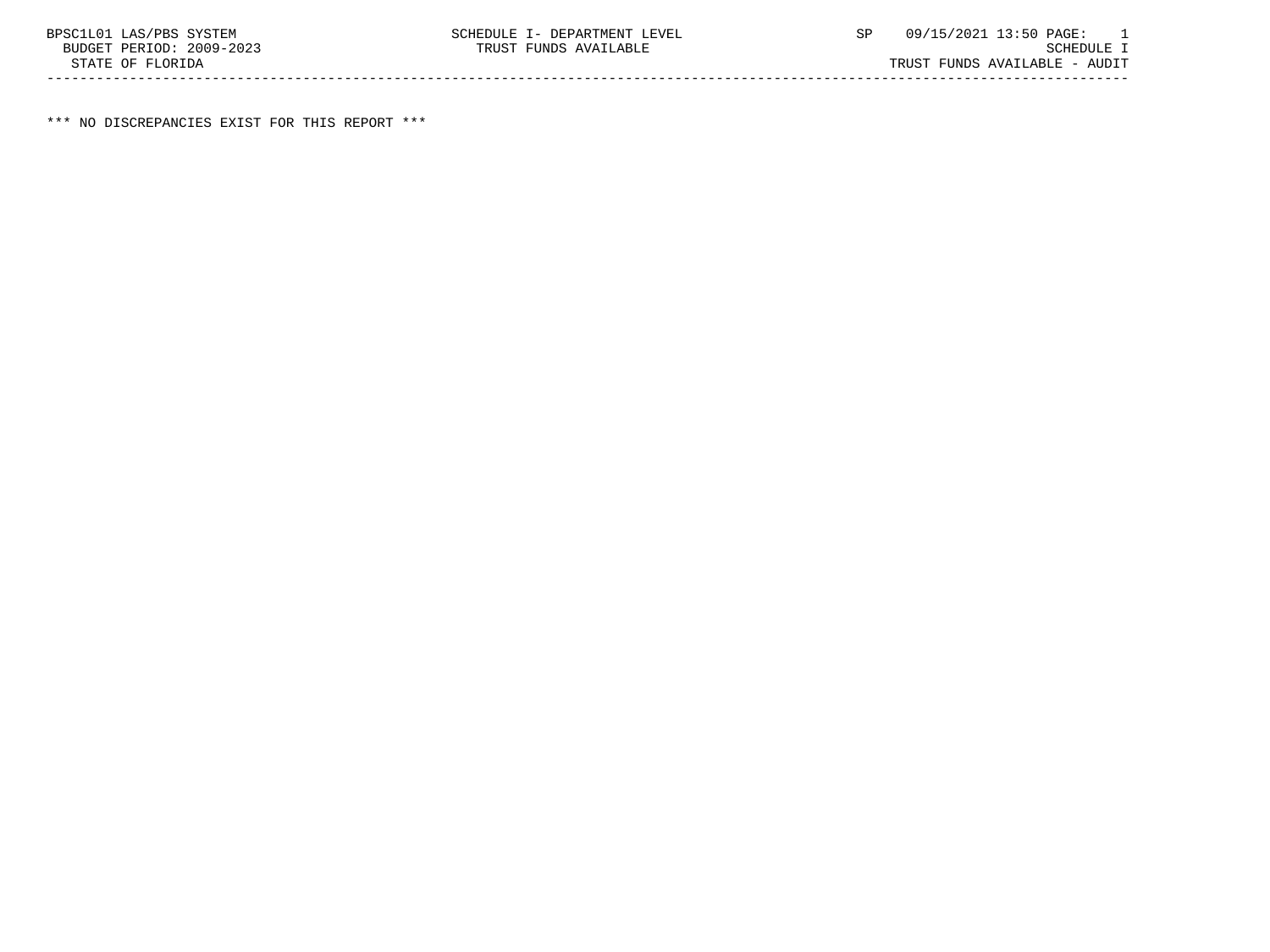BPSC1L01 LAS/PBS SYSTEM SCHEDULE I- DEPARTMENT LEVEL SP 09/15/2021 13:50 PAGE: 1
BUDGET PERIOD: 2009-2023 TRUST FUNDS AVAILABLE SCHEDULE I
STATE OF FLORIDA TRUST FUNDS AVAILABLE - AUDIT

*** NO DISCREPANCIES EXIST FOR THIS REPORT ***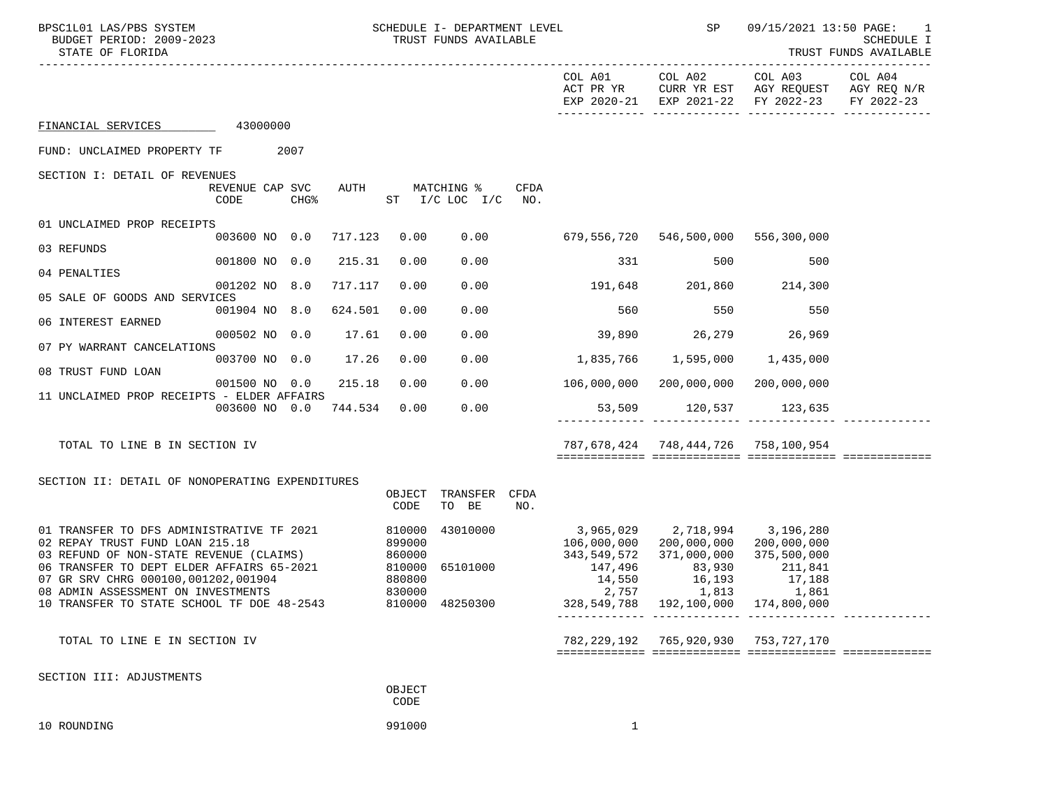BPSC1L01 LAS/PBS SYSTEM — SCHEDULE I- DEPARTMENT LEVEL — TRUST FUNDS AVAILABLE — SP 09/15/2021 13:50

BUDGET PERIOD: 2009-2023

STATE OF FLORIDA

SCHEDULE I — TRUST FUNDS AVAILABLE

FINANCIAL SERVICES 43000000

FUND: UNCLAIMED PROPERTY TF 2007

## SECTION I: DETAIL OF REVENUES

| | REVENUE CODE | CAP | SVC CHG% | AUTH | MATCHING % ST | I/C LOC I/C | CFDA NO. | COL A01 ACT PR YR EXP 2020-21 | COL A02 CURR YR EST EXP 2021-22 | COL A03 AGY REQUEST FY 2022-23 | COL A04 AGY REQ N/R FY 2022-23 |
|---|---|---|---|---|---|---|---|---|---|---|---|
| 01 UNCLAIMED PROP RECEIPTS | 003600 | NO | 0.0 | 717.123 | 0.00 | 0.00 | | 679,556,720 | 546,500,000 | 556,300,000 | |
| 03 REFUNDS | 001800 | NO | 0.0 | 215.31 | 0.00 | 0.00 | | 331 | 500 | 500 | |
| 04 PENALTIES | 001202 | NO | 8.0 | 717.117 | 0.00 | 0.00 | | 191,648 | 201,860 | 214,300 | |
| 05 SALE OF GOODS AND SERVICES | 001904 | NO | 8.0 | 624.501 | 0.00 | 0.00 | | 560 | 550 | 550 | |
| 06 INTEREST EARNED | 000502 | NO | 0.0 | 17.61 | 0.00 | 0.00 | | 39,890 | 26,279 | 26,969 | |
| 07 PY WARRANT CANCELATIONS | 003700 | NO | 0.0 | 17.26 | 0.00 | 0.00 | | 1,835,766 | 1,595,000 | 1,435,000 | |
| 08 TRUST FUND LOAN | 001500 | NO | 0.0 | 215.18 | 0.00 | 0.00 | | 106,000,000 | 200,000,000 | 200,000,000 | |
| 11 UNCLAIMED PROP RECEIPTS - ELDER AFFAIRS | 003600 | NO | 0.0 | 744.534 | 0.00 | 0.00 | | 53,509 | 120,537 | 123,635 | |
| TOTAL TO LINE B IN SECTION IV | | | | | | | | 787,678,424 | 748,444,726 | 758,100,954 | |

## SECTION II: DETAIL OF NONOPERATING EXPENDITURES

| | OBJECT CODE | TRANSFER TO BE | CFDA NO. | COL A01 ACT PR YR EXP 2020-21 | COL A02 CURR YR EST EXP 2021-22 | COL A03 AGY REQUEST FY 2022-23 | COL A04 AGY REQ N/R FY 2022-23 |
|---|---|---|---|---|---|---|---|
| 01 TRANSFER TO DFS ADMINISTRATIVE TF 2021 | 810000 | 43010000 | | 3,965,029 | 2,718,994 | 3,196,280 | |
| 02 REPAY TRUST FUND LOAN 215.18 | 899000 | | | 106,000,000 | 200,000,000 | 200,000,000 | |
| 03 REFUND OF NON-STATE REVENUE (CLAIMS) | 860000 | | | 343,549,572 | 371,000,000 | 375,500,000 | |
| 06 TRANSFER TO DEPT ELDER AFFAIRS 65-2021 | 810000 | 65101000 | | 147,496 | 83,930 | 211,841 | |
| 07 GR SRV CHRG 000100,001202,001904 | 880800 | | | 14,550 | 16,193 | 17,188 | |
| 08 ADMIN ASSESSMENT ON INVESTMENTS | 830000 | | | 2,757 | 1,813 | 1,861 | |
| 10 TRANSFER TO STATE SCHOOL TF DOE 48-2543 | 810000 | 48250300 | | 328,549,788 | 192,100,000 | 174,800,000 | |
| TOTAL TO LINE E IN SECTION IV | | | | 782,229,192 | 765,920,930 | 753,727,170 | |

## SECTION III: ADJUSTMENTS

| | OBJECT CODE | COL A01 | COL A02 | COL A03 | COL A04 |
|---|---|---|---|---|---|
| 10 ROUNDING | 991000 | 1 | | | |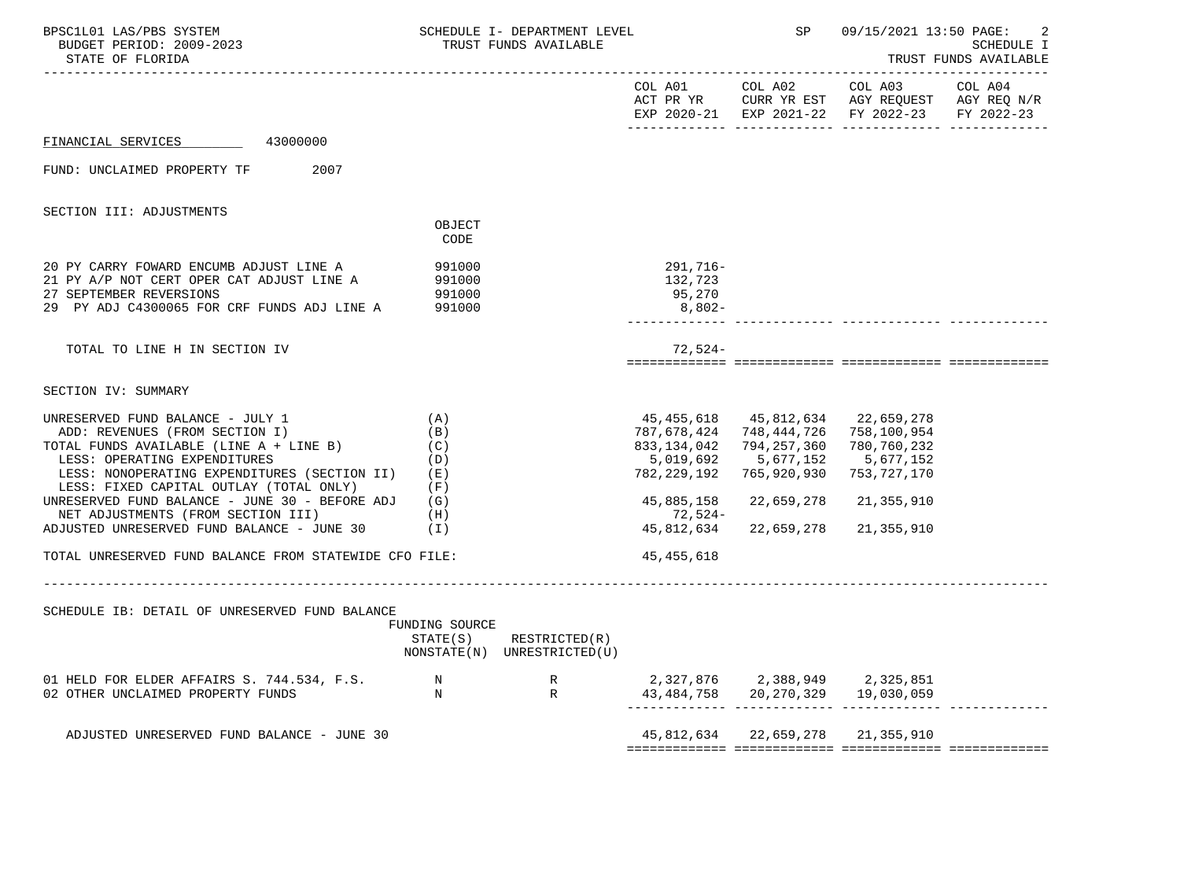FINANCIAL SERVICES 43000000

FUND: UNCLAIMED PROPERTY TF 2007

## SECTION III: ADJUSTMENTS

| | OBJECT CODE | COL A01 ACT PR YR EXP 2020-21 | COL A02 CURR YR EST EXP 2021-22 | COL A03 AGY REQUEST FY 2022-23 | COL A04 AGY REQ N/R FY 2022-23 |
|---|---|---|---|---|---|
| 20 PY CARRY FOWARD ENCUMB ADJUST LINE A | 991000 | 291,716- | | | |
| 21 PY A/P NOT CERT OPER CAT ADJUST LINE A | 991000 | 132,723 | | | |
| 27 SEPTEMBER REVERSIONS | 991000 | 95,270 | | | |
| 29 PY ADJ C4300065 FOR CRF FUNDS ADJ LINE A | 991000 | 8,802- | | | |
| TOTAL TO LINE H IN SECTION IV | | 72,524- | | | |

## SECTION IV: SUMMARY

| | | COL A01 ACT PR YR EXP 2020-21 | COL A02 CURR YR EST EXP 2021-22 | COL A03 AGY REQUEST FY 2022-23 | COL A04 AGY REQ N/R FY 2022-23 |
|---|---|---|---|---|---|
| UNRESERVED FUND BALANCE - JULY 1 | (A) | 45,455,618 | 45,812,634 | 22,659,278 | |
| ADD: REVENUES (FROM SECTION I) | (B) | 787,678,424 | 748,444,726 | 758,100,954 | |
| TOTAL FUNDS AVAILABLE (LINE A + LINE B) | (C) | 833,134,042 | 794,257,360 | 780,760,232 | |
| LESS: OPERATING EXPENDITURES | (D) | 5,019,692 | 5,677,152 | 5,677,152 | |
| LESS: NONOPERATING EXPENDITURES (SECTION II) | (E) | 782,229,192 | 765,920,930 | 753,727,170 | |
| LESS: FIXED CAPITAL OUTLAY (TOTAL ONLY) | (F) | | | | |
| UNRESERVED FUND BALANCE - JUNE 30 - BEFORE ADJ | (G) | 45,885,158 | 22,659,278 | 21,355,910 | |
| NET ADJUSTMENTS (FROM SECTION III) | (H) | 72,524- | | | |
| ADJUSTED UNRESERVED FUND BALANCE - JUNE 30 | (I) | 45,812,634 | 22,659,278 | 21,355,910 | |
| TOTAL UNRESERVED FUND BALANCE FROM STATEWIDE CFO FILE: | | 45,455,618 | | | |

## SCHEDULE IB: DETAIL OF UNRESERVED FUND BALANCE

| | FUNDING SOURCE STATE(S) NONSTATE(N) | RESTRICTED(R) UNRESTRICTED(U) | COL A01 | COL A02 | COL A03 | COL A04 |
|---|---|---|---|---|---|---|
| 01 HELD FOR ELDER AFFAIRS S. 744.534, F.S. | N | R | 2,327,876 | 2,388,949 | 2,325,851 | |
| 02 OTHER UNCLAIMED PROPERTY FUNDS | N | R | 43,484,758 | 20,270,329 | 19,030,059 | |
| ADJUSTED UNRESERVED FUND BALANCE - JUNE 30 | | | 45,812,634 | 22,659,278 | 21,355,910 | |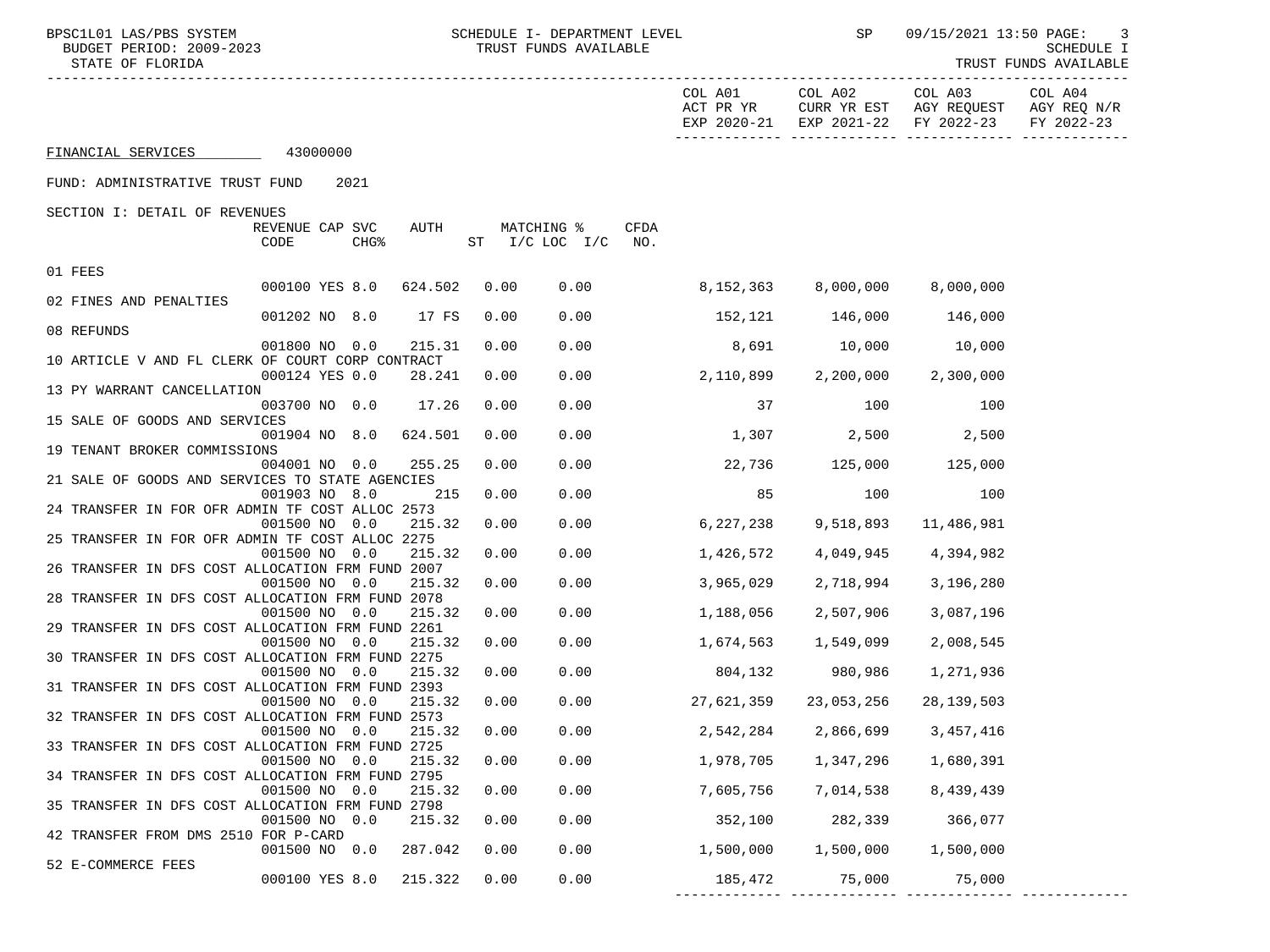BPSC1L01 LAS/PBS SYSTEM — SCHEDULE I- DEPARTMENT LEVEL — TRUST FUNDS AVAILABLE — SP 09/15/2021 13:50
BUDGET PERIOD: 2009-2023
STATE OF FLORIDA
SCHEDULE I — TRUST FUNDS AVAILABLE

FINANCIAL SERVICES 43000000

FUND: ADMINISTRATIVE TRUST FUND 2021

SECTION I: DETAIL OF REVENUES

| Revenue | REVENUE CODE | CAP | SVC CHG% | AUTH | MATCHING % ST | I/C LOC I/C | CFDA NO. | COL A01 ACT PR YR EXP 2020-21 | COL A02 CURR YR EST EXP 2021-22 | COL A03 AGY REQUEST FY 2022-23 | COL A04 AGY REQ N/R FY 2022-23 |
|---|---|---|---|---|---|---|---|---|---|---|---|
| 01 FEES | 000100 | YES | 8.0 | 624.502 | 0.00 | 0.00 | | 8,152,363 | 8,000,000 | 8,000,000 | |
| 02 FINES AND PENALTIES | 001202 | NO | 8.0 | 17 FS | 0.00 | 0.00 | | 152,121 | 146,000 | 146,000 | |
| 08 REFUNDS | 001800 | NO | 0.0 | 215.31 | 0.00 | 0.00 | | 8,691 | 10,000 | 10,000 | |
| 10 ARTICLE V AND FL CLERK OF COURT CORP CONTRACT | 000124 | YES | 0.0 | 28.241 | 0.00 | 0.00 | | 2,110,899 | 2,200,000 | 2,300,000 | |
| 13 PY WARRANT CANCELLATION | 003700 | NO | 0.0 | 17.26 | 0.00 | 0.00 | | 37 | 100 | 100 | |
| 15 SALE OF GOODS AND SERVICES | 001904 | NO | 8.0 | 624.501 | 0.00 | 0.00 | | 1,307 | 2,500 | 2,500 | |
| 19 TENANT BROKER COMMISSIONS | 004001 | NO | 0.0 | 255.25 | 0.00 | 0.00 | | 22,736 | 125,000 | 125,000 | |
| 21 SALE OF GOODS AND SERVICES TO STATE AGENCIES | 001903 | NO | 8.0 | 215 | 0.00 | 0.00 | | 85 | 100 | 100 | |
| 24 TRANSFER IN FOR OFR ADMIN TF COST ALLOC 2573 | 001500 | NO | 0.0 | 215.32 | 0.00 | 0.00 | | 6,227,238 | 9,518,893 | 11,486,981 | |
| 25 TRANSFER IN FOR OFR ADMIN TF COST ALLOC 2275 | 001500 | NO | 0.0 | 215.32 | 0.00 | 0.00 | | 1,426,572 | 4,049,945 | 4,394,982 | |
| 26 TRANSFER IN DFS COST ALLOCATION FRM FUND 2007 | 001500 | NO | 0.0 | 215.32 | 0.00 | 0.00 | | 3,965,029 | 2,718,994 | 3,196,280 | |
| 28 TRANSFER IN DFS COST ALLOCATION FRM FUND 2078 | 001500 | NO | 0.0 | 215.32 | 0.00 | 0.00 | | 1,188,056 | 2,507,906 | 3,087,196 | |
| 29 TRANSFER IN DFS COST ALLOCATION FRM FUND 2261 | 001500 | NO | 0.0 | 215.32 | 0.00 | 0.00 | | 1,674,563 | 1,549,099 | 2,008,545 | |
| 30 TRANSFER IN DFS COST ALLOCATION FRM FUND 2275 | 001500 | NO | 0.0 | 215.32 | 0.00 | 0.00 | | 804,132 | 980,986 | 1,271,936 | |
| 31 TRANSFER IN DFS COST ALLOCATION FRM FUND 2393 | 001500 | NO | 0.0 | 215.32 | 0.00 | 0.00 | | 27,621,359 | 23,053,256 | 28,139,503 | |
| 32 TRANSFER IN DFS COST ALLOCATION FRM FUND 2573 | 001500 | NO | 0.0 | 215.32 | 0.00 | 0.00 | | 2,542,284 | 2,866,699 | 3,457,416 | |
| 33 TRANSFER IN DFS COST ALLOCATION FRM FUND 2725 | 001500 | NO | 0.0 | 215.32 | 0.00 | 0.00 | | 1,978,705 | 1,347,296 | 1,680,391 | |
| 34 TRANSFER IN DFS COST ALLOCATION FRM FUND 2795 | 001500 | NO | 0.0 | 215.32 | 0.00 | 0.00 | | 7,605,756 | 7,014,538 | 8,439,439 | |
| 35 TRANSFER IN DFS COST ALLOCATION FRM FUND 2798 | 001500 | NO | 0.0 | 215.32 | 0.00 | 0.00 | | 352,100 | 282,339 | 366,077 | |
| 42 TRANSFER FROM DMS 2510 FOR P-CARD | 001500 | NO | 0.0 | 287.042 | 0.00 | 0.00 | | 1,500,000 | 1,500,000 | 1,500,000 | |
| 52 E-COMMERCE FEES | 000100 | YES | 8.0 | 215.322 | 0.00 | 0.00 | | 185,472 | 75,000 | 75,000 | |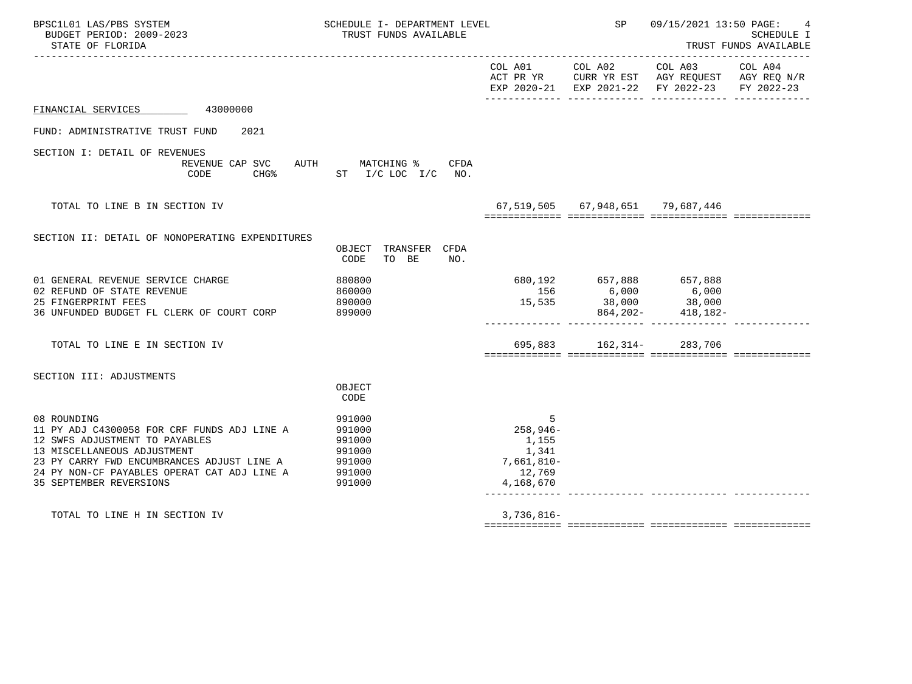BPSC1L01 LAS/PBS SYSTEM
BUDGET PERIOD: 2009-2023
STATE OF FLORIDA

SCHEDULE I- DEPARTMENT LEVEL
TRUST FUNDS AVAILABLE

SP 09/15/2021 13:50

SCHEDULE I
TRUST FUNDS AVAILABLE

| | | COL A01 ACT PR YR EXP 2020-21 | COL A02 CURR YR EST EXP 2021-22 | COL A03 AGY REQUEST FY 2022-23 | COL A04 AGY REQ N/R FY 2022-23 |
|---|---|---|---|---|---|
| FINANCIAL SERVICES 43000000 | | | | | |
| FUND: ADMINISTRATIVE TRUST FUND 2021 | | | | | |
| SECTION I: DETAIL OF REVENUES | REVENUE CODE / CAP SVC CHG% / AUTH ST / MATCHING % I/C LOC I/C / CFDA NO. | | | | |
| TOTAL TO LINE B IN SECTION IV | | 67,519,505 | 67,948,651 | 79,687,446 | |
| SECTION II: DETAIL OF NONOPERATING EXPENDITURES | OBJECT CODE / TRANSFER TO BE / CFDA NO. | | | | |
| 01 GENERAL REVENUE SERVICE CHARGE | 880800 | 680,192 | 657,888 | 657,888 | |
| 02 REFUND OF STATE REVENUE | 860000 | 156 | 6,000 | 6,000 | |
| 25 FINGERPRINT FEES | 890000 | 15,535 | 38,000 | 38,000 | |
| 36 UNFUNDED BUDGET FL CLERK OF COURT CORP | 899000 | | 864,202- | 418,182- | |
| TOTAL TO LINE E IN SECTION IV | | 695,883 | 162,314- | 283,706 | |
| SECTION III: ADJUSTMENTS | OBJECT CODE | | | | |
| 08 ROUNDING | 991000 | 5 | | | |
| 11 PY ADJ C4300058 FOR CRF FUNDS ADJ LINE A | 991000 | 258,946- | | | |
| 12 SWFS ADJUSTMENT TO PAYABLES | 991000 | 1,155 | | | |
| 13 MISCELLANEOUS ADJUSTMENT | 991000 | 1,341 | | | |
| 23 PY CARRY FWD ENCUMBRANCES ADJUST LINE A | 991000 | 7,661,810- | | | |
| 24 PY NON-CF PAYABLES OPERAT CAT ADJ LINE A | 991000 | 12,769 | | | |
| 35 SEPTEMBER REVERSIONS | 991000 | 4,168,670 | | | |
| TOTAL TO LINE H IN SECTION IV | | 3,736,816- | | | |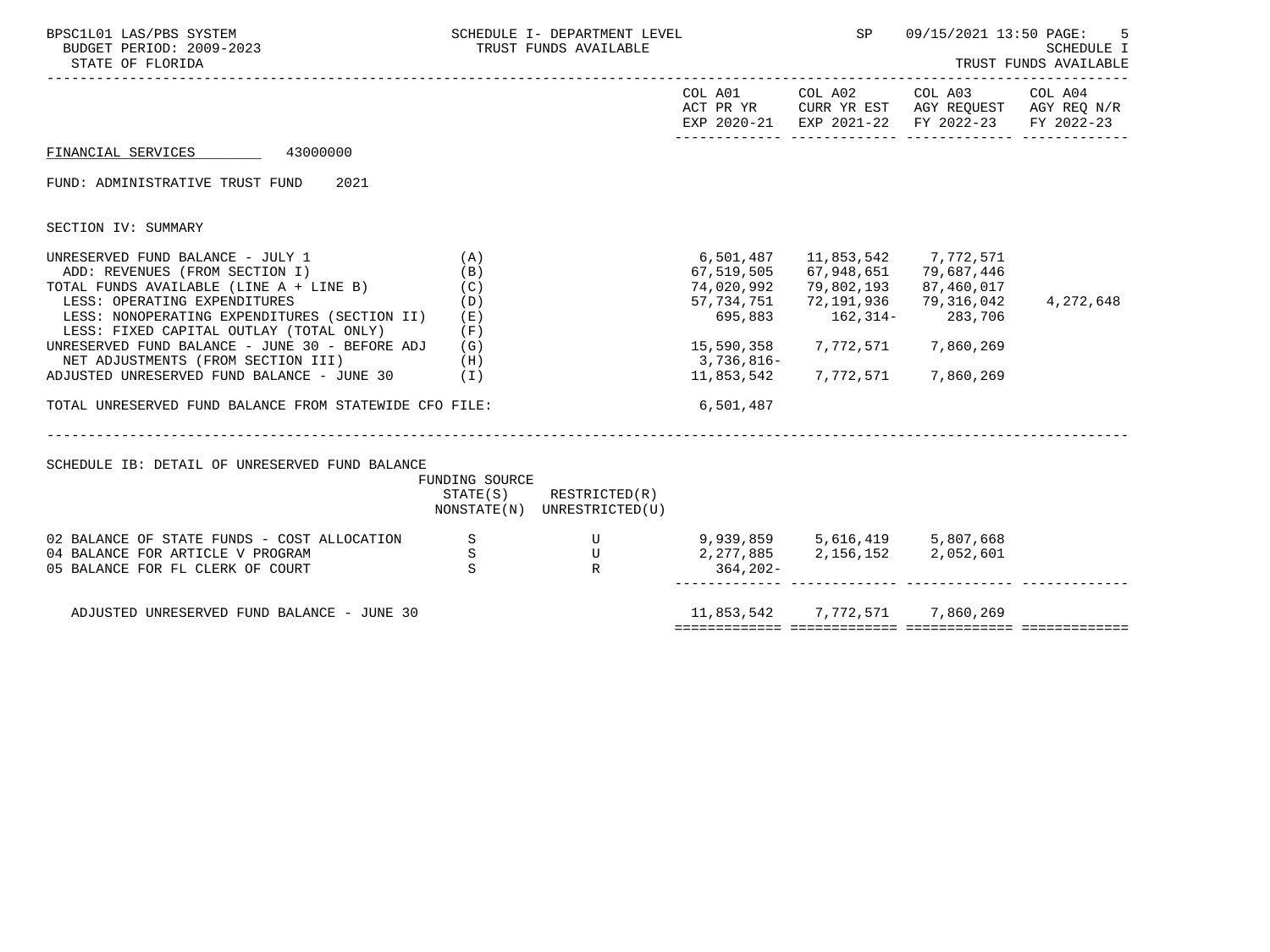BPSC1L01 LAS/PBS SYSTEM — SCHEDULE I- DEPARTMENT LEVEL — TRUST FUNDS AVAILABLE
BUDGET PERIOD: 2009-2023
STATE OF FLORIDA

FINANCIAL SERVICES 43000000

FUND: ADMINISTRATIVE TRUST FUND 2021

SECTION IV: SUMMARY

| | | COL A01 ACT PR YR EXP 2020-21 | COL A02 CURR YR EST EXP 2021-22 | COL A03 AGY REQUEST FY 2022-23 | COL A04 AGY REQ N/R FY 2022-23 |
|---|---|---|---|---|---|
| UNRESERVED FUND BALANCE - JULY 1 | (A) | 6,501,487 | 11,853,542 | 7,772,571 | |
| ADD: REVENUES (FROM SECTION I) | (B) | 67,519,505 | 67,948,651 | 79,687,446 | |
| TOTAL FUNDS AVAILABLE (LINE A + LINE B) | (C) | 74,020,992 | 79,802,193 | 87,460,017 | |
| LESS: OPERATING EXPENDITURES | (D) | 57,734,751 | 72,191,936 | 79,316,042 | 4,272,648 |
| LESS: NONOPERATING EXPENDITURES (SECTION II) | (E) | 695,883 | 162,314- | 283,706 | |
| LESS: FIXED CAPITAL OUTLAY (TOTAL ONLY) | (F) | | | | |
| UNRESERVED FUND BALANCE - JUNE 30 - BEFORE ADJ | (G) | 15,590,358 | 7,772,571 | 7,860,269 | |
| NET ADJUSTMENTS (FROM SECTION III) | (H) | 3,736,816- | | | |
| ADJUSTED UNRESERVED FUND BALANCE - JUNE 30 | (I) | 11,853,542 | 7,772,571 | 7,860,269 | |
| TOTAL UNRESERVED FUND BALANCE FROM STATEWIDE CFO FILE: | | 6,501,487 | | | |

SCHEDULE IB: DETAIL OF UNRESERVED FUND BALANCE

| | FUNDING SOURCE STATE(S) NONSTATE(N) | RESTRICTED(R) UNRESTRICTED(U) | COL A01 | COL A02 | COL A03 | COL A04 |
|---|---|---|---|---|---|---|
| 02 BALANCE OF STATE FUNDS - COST ALLOCATION | S | U | 9,939,859 | 5,616,419 | 5,807,668 | |
| 04 BALANCE FOR ARTICLE V PROGRAM | S | U | 2,277,885 | 2,156,152 | 2,052,601 | |
| 05 BALANCE FOR FL CLERK OF COURT | S | R | 364,202- | | | |
| ADJUSTED UNRESERVED FUND BALANCE - JUNE 30 | | | 11,853,542 | 7,772,571 | 7,860,269 | |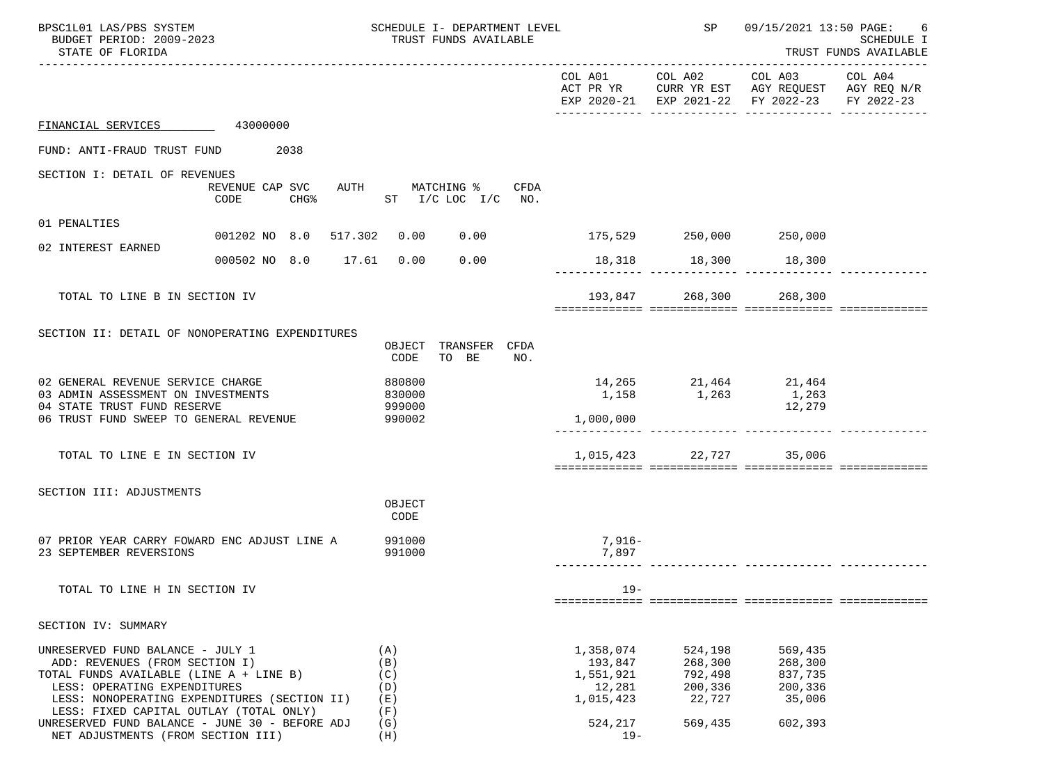BPSC1L01 LAS/PBS SYSTEM | BUDGET PERIOD: 2009-2023 | STATE OF FLORIDA

SCHEDULE I- DEPARTMENT LEVEL — TRUST FUNDS AVAILABLE

SP 09/15/2021 13:50 PAGE: 6 — SCHEDULE I TRUST FUNDS AVAILABLE

FINANCIAL SERVICES 43000000

FUND: ANTI-FRAUD TRUST FUND 2038

## SECTION I: DETAIL OF REVENUES

| | REVENUE CODE | CAP | SVC CHG% | AUTH | MATCHING % ST | I/C LOC | I/C | CFDA NO. | COL A01 ACT PR YR EXP 2020-21 | COL A02 CURR YR EST EXP 2021-22 | COL A03 AGY REQUEST FY 2022-23 | COL A04 AGY REQ N/R FY 2022-23 |
|---|---|---|---|---|---|---|---|---|---|---|---|---|
| 01 PENALTIES | 001202 | NO | 8.0 | 517.302 | 0.00 | 0.00 | | | 175,529 | 250,000 | 250,000 | |
| 02 INTEREST EARNED | 000502 | NO | 8.0 | 17.61 | 0.00 | 0.00 | | | 18,318 | 18,300 | 18,300 | |
| TOTAL TO LINE B IN SECTION IV | | | | | | | | | 193,847 | 268,300 | 268,300 | |

## SECTION II: DETAIL OF NONOPERATING EXPENDITURES

| | OBJECT CODE | TRANSFER TO BE | CFDA NO. | COL A01 ACT PR YR EXP 2020-21 | COL A02 CURR YR EST EXP 2021-22 | COL A03 AGY REQUEST FY 2022-23 | COL A04 AGY REQ N/R FY 2022-23 |
|---|---|---|---|---|---|---|---|
| 02 GENERAL REVENUE SERVICE CHARGE | 880800 | | | 14,265 | 21,464 | 21,464 | |
| 03 ADMIN ASSESSMENT ON INVESTMENTS | 830000 | | | 1,158 | 1,263 | 1,263 | |
| 04 STATE TRUST FUND RESERVE | 999000 | | | | | 12,279 | |
| 06 TRUST FUND SWEEP TO GENERAL REVENUE | 990002 | | | 1,000,000 | | | |
| TOTAL TO LINE E IN SECTION IV | | | | 1,015,423 | 22,727 | 35,006 | |

## SECTION III: ADJUSTMENTS

| | OBJECT CODE | COL A01 ACT PR YR EXP 2020-21 | COL A02 CURR YR EST EXP 2021-22 | COL A03 AGY REQUEST FY 2022-23 | COL A04 AGY REQ N/R FY 2022-23 |
|---|---|---|---|---|---|
| 07 PRIOR YEAR CARRY FOWARD ENC ADJUST LINE A | 991000 | 7,916- | | | |
| 23 SEPTEMBER REVERSIONS | 991000 | 7,897 | | | |
| TOTAL TO LINE H IN SECTION IV | | 19- | | | |

## SECTION IV: SUMMARY

| | | COL A01 ACT PR YR EXP 2020-21 | COL A02 CURR YR EST EXP 2021-22 | COL A03 AGY REQUEST FY 2022-23 | COL A04 AGY REQ N/R FY 2022-23 |
|---|---|---|---|---|---|
| UNRESERVED FUND BALANCE - JULY 1 | (A) | 1,358,074 | 524,198 | 569,435 | |
| ADD: REVENUES (FROM SECTION I) | (B) | 193,847 | 268,300 | 268,300 | |
| TOTAL FUNDS AVAILABLE (LINE A + LINE B) | (C) | 1,551,921 | 792,498 | 837,735 | |
| LESS: OPERATING EXPENDITURES | (D) | 12,281 | 200,336 | 200,336 | |
| LESS: NONOPERATING EXPENDITURES (SECTION II) | (E) | 1,015,423 | 22,727 | 35,006 | |
| LESS: FIXED CAPITAL OUTLAY (TOTAL ONLY) | (F) | | | | |
| UNRESERVED FUND BALANCE - JUNE 30 - BEFORE ADJ | (G) | 524,217 | 569,435 | 602,393 | |
| NET ADJUSTMENTS (FROM SECTION III) | (H) | 19- | | | |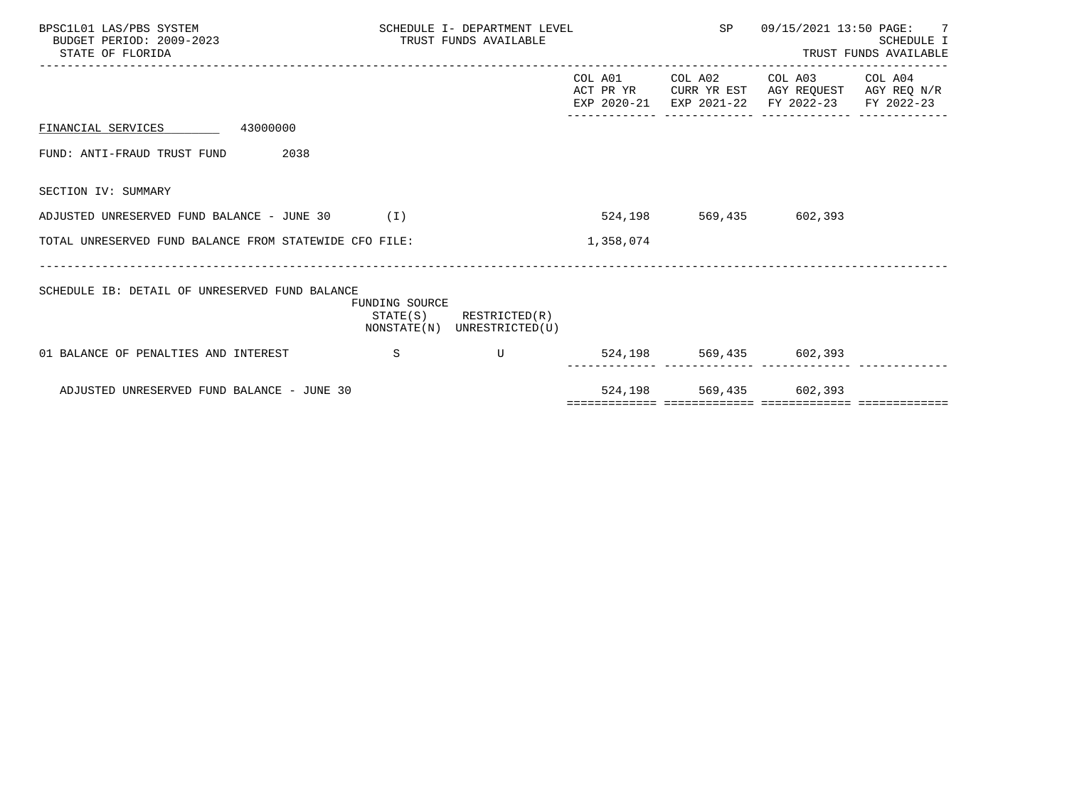FINANCIAL SERVICES 43000000

FUND: ANTI-FRAUD TRUST FUND 2038

SECTION IV: SUMMARY

| | COL A01 ACT PR YR EXP 2020-21 | COL A02 CURR YR EST EXP 2021-22 | COL A03 AGY REQUEST FY 2022-23 | COL A04 AGY REQ N/R FY 2022-23 |
|---|---|---|---|---|
| ADJUSTED UNRESERVED FUND BALANCE - JUNE 30 (I) | 524,198 | 569,435 | 602,393 | |
| TOTAL UNRESERVED FUND BALANCE FROM STATEWIDE CFO FILE: | 1,358,074 | | | |

SCHEDULE IB: DETAIL OF UNRESERVED FUND BALANCE

| | FUNDING SOURCE STATE(S) NONSTATE(N) | RESTRICTED(R) UNRESTRICTED(U) | COL A01 | COL A02 | COL A03 | COL A04 |
|---|---|---|---|---|---|---|
| 01 BALANCE OF PENALTIES AND INTEREST | S | U | 524,198 | 569,435 | 602,393 | |
| ADJUSTED UNRESERVED FUND BALANCE - JUNE 30 | | | 524,198 | 569,435 | 602,393 | |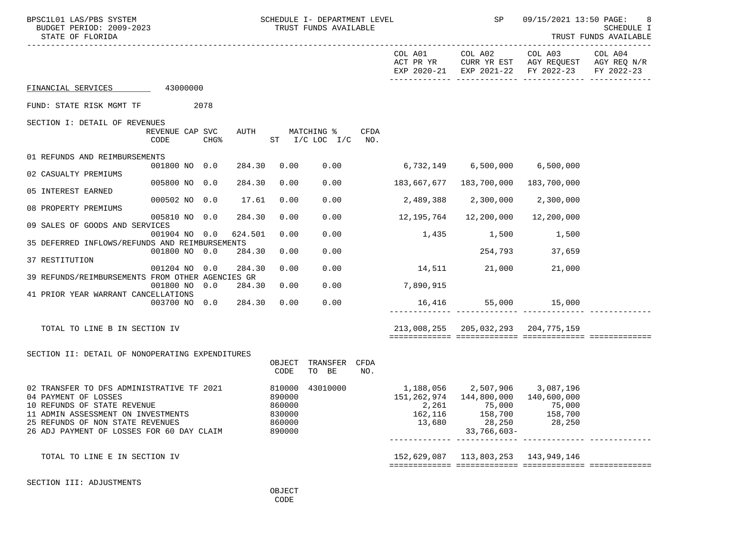BPSC1L01 LAS/PBS SYSTEM — SCHEDULE I- DEPARTMENT LEVEL — TRUST FUNDS AVAILABLE — SP 09/15/2021 13:50 PAGE: 8

BUDGET PERIOD: 2009-2023 — SCHEDULE I

STATE OF FLORIDA — TRUST FUNDS AVAILABLE

FINANCIAL SERVICES 43000000

FUND: STATE RISK MGMT TF 2078

SECTION I: DETAIL OF REVENUES

| | REVENUE CODE | CAP SVC CHG% | AUTH | MATCHING % ST | I/C LOC I/C | CFDA NO. | COL A01 ACT PR YR EXP 2020-21 | COL A02 CURR YR EST EXP 2021-22 | COL A03 AGY REQUEST FY 2022-23 | COL A04 AGY REQ N/R FY 2022-23 |
|---|---|---|---|---|---|---|---|---|---|---|
| 01 REFUNDS AND REIMBURSEMENTS | 001800 | NO 0.0 | 284.30 | 0.00 | 0.00 | | 6,732,149 | 6,500,000 | 6,500,000 | |
| 02 CASUALTY PREMIUMS | 005800 | NO 0.0 | 284.30 | 0.00 | 0.00 | | 183,667,677 | 183,700,000 | 183,700,000 | |
| 05 INTEREST EARNED | 000502 | NO 0.0 | 17.61 | 0.00 | 0.00 | | 2,489,388 | 2,300,000 | 2,300,000 | |
| 08 PROPERTY PREMIUMS | 005810 | NO 0.0 | 284.30 | 0.00 | 0.00 | | 12,195,764 | 12,200,000 | 12,200,000 | |
| 09 SALES OF GOODS AND SERVICES | 001904 | NO 0.0 | 624.501 | 0.00 | 0.00 | | 1,435 | 1,500 | 1,500 | |
| 35 DEFERRED INFLOWS/REFUNDS AND REIMBURSEMENTS | 001800 | NO 0.0 | 284.30 | 0.00 | 0.00 | | | 254,793 | 37,659 | |
| 37 RESTITUTION | 001204 | NO 0.0 | 284.30 | 0.00 | 0.00 | | 14,511 | 21,000 | 21,000 | |
| 39 REFUNDS/REIMBURSEMENTS FROM OTHER AGENCIES GR | 001800 | NO 0.0 | 284.30 | 0.00 | 0.00 | | 7,890,915 | | | |
| 41 PRIOR YEAR WARRANT CANCELLATIONS | 003700 | NO 0.0 | 284.30 | 0.00 | 0.00 | | 16,416 | 55,000 | 15,000 | |
| TOTAL TO LINE B IN SECTION IV | | | | | | | 213,008,255 | 205,032,293 | 204,775,159 | |

SECTION II: DETAIL OF NONOPERATING EXPENDITURES

| | OBJECT CODE | TRANSFER TO BE | CFDA NO. | COL A01 | COL A02 | COL A03 | COL A04 |
|---|---|---|---|---|---|---|---|
| 02 TRANSFER TO DFS ADMINISTRATIVE TF 2021 | 810000 | 43010000 | | 1,188,056 | 2,507,906 | 3,087,196 | |
| 04 PAYMENT OF LOSSES | 890000 | | | 151,262,974 | 144,800,000 | 140,600,000 | |
| 10 REFUNDS OF STATE REVENUE | 860000 | | | 2,261 | 75,000 | 75,000 | |
| 11 ADMIN ASSESSMENT ON INVESTMENTS | 830000 | | | 162,116 | 158,700 | 158,700 | |
| 25 REFUNDS OF NON STATE REVENUES | 860000 | | | 13,680 | 28,250 | 28,250 | |
| 26 ADJ PAYMENT OF LOSSES FOR 60 DAY CLAIM | 890000 | | | | 33,766,603- | | |
| TOTAL TO LINE E IN SECTION IV | | | | 152,629,087 | 113,803,253 | 143,949,146 | |

SECTION III: ADJUSTMENTS

OBJECT CODE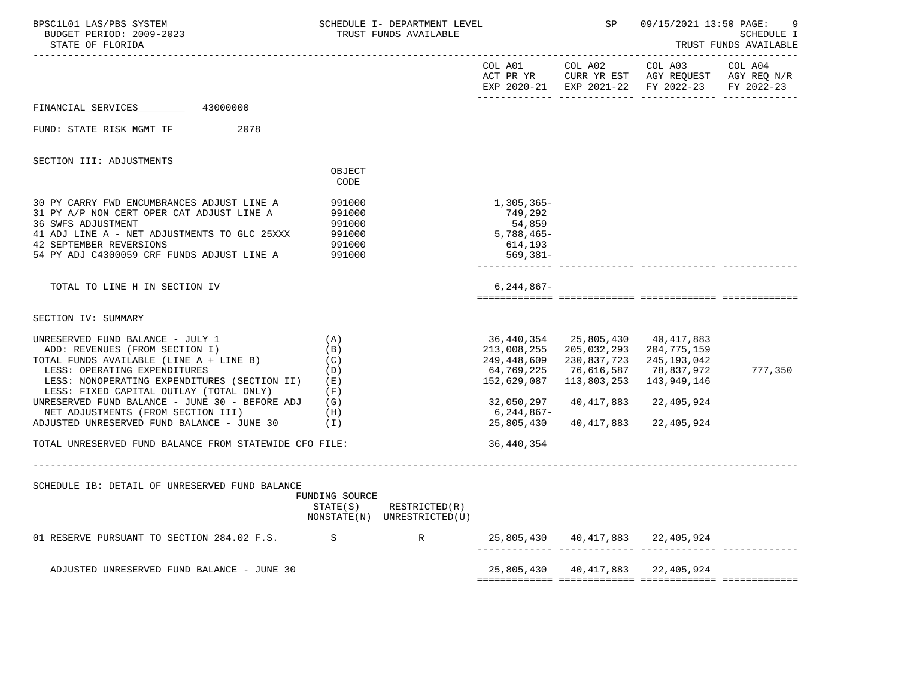FINANCIAL SERVICES 43000000

FUND: STATE RISK MGMT TF 2078

SECTION III: ADJUSTMENTS

| | OBJECT CODE | COL A01 ACT PR YR EXP 2020-21 | COL A02 CURR YR EST EXP 2021-22 | COL A03 AGY REQUEST FY 2022-23 | COL A04 AGY REQ N/R FY 2022-23 |
|---|---|---|---|---|---|
| 30 PY CARRY FWD ENCUMBRANCES ADJUST LINE A | 991000 | 1,305,365- | | | |
| 31 PY A/P NON CERT OPER CAT ADJUST LINE A | 991000 | 749,292 | | | |
| 36 SWFS ADJUSTMENT | 991000 | 54,859 | | | |
| 41 ADJ LINE A - NET ADJUSTMENTS TO GLC 25XXX | 991000 | 5,788,465- | | | |
| 42 SEPTEMBER REVERSIONS | 991000 | 614,193 | | | |
| 54 PY ADJ C4300059 CRF FUNDS ADJUST LINE A | 991000 | 569,381- | | | |
| TOTAL TO LINE H IN SECTION IV | | 6,244,867- | | | |

SECTION IV: SUMMARY

| | | COL A01 | COL A02 | COL A03 | COL A04 |
|---|---|---|---|---|---|
| UNRESERVED FUND BALANCE - JULY 1 | (A) | 36,440,354 | 25,805,430 | 40,417,883 | |
| ADD: REVENUES (FROM SECTION I) | (B) | 213,008,255 | 205,032,293 | 204,775,159 | |
| TOTAL FUNDS AVAILABLE (LINE A + LINE B) | (C) | 249,448,609 | 230,837,723 | 245,193,042 | |
| LESS: OPERATING EXPENDITURES | (D) | 64,769,225 | 76,616,587 | 78,837,972 | 777,350 |
| LESS: NONOPERATING EXPENDITURES (SECTION II) | (E) | 152,629,087 | 113,803,253 | 143,949,146 | |
| LESS: FIXED CAPITAL OUTLAY (TOTAL ONLY) | (F) | | | | |
| UNRESERVED FUND BALANCE - JUNE 30 - BEFORE ADJ | (G) | 32,050,297 | 40,417,883 | 22,405,924 | |
| NET ADJUSTMENTS (FROM SECTION III) | (H) | 6,244,867- | | | |
| ADJUSTED UNRESERVED FUND BALANCE - JUNE 30 | (I) | 25,805,430 | 40,417,883 | 22,405,924 | |
| TOTAL UNRESERVED FUND BALANCE FROM STATEWIDE CFO FILE: | | 36,440,354 | | | |

SCHEDULE IB: DETAIL OF UNRESERVED FUND BALANCE

| | FUNDING SOURCE STATE(S) NONSTATE(N) | RESTRICTED(R) UNRESTRICTED(U) | COL A01 | COL A02 | COL A03 | COL A04 |
|---|---|---|---|---|---|---|
| 01 RESERVE PURSUANT TO SECTION 284.02 F.S. | S | R | 25,805,430 | 40,417,883 | 22,405,924 | |
| ADJUSTED UNRESERVED FUND BALANCE - JUNE 30 | | | 25,805,430 | 40,417,883 | 22,405,924 | |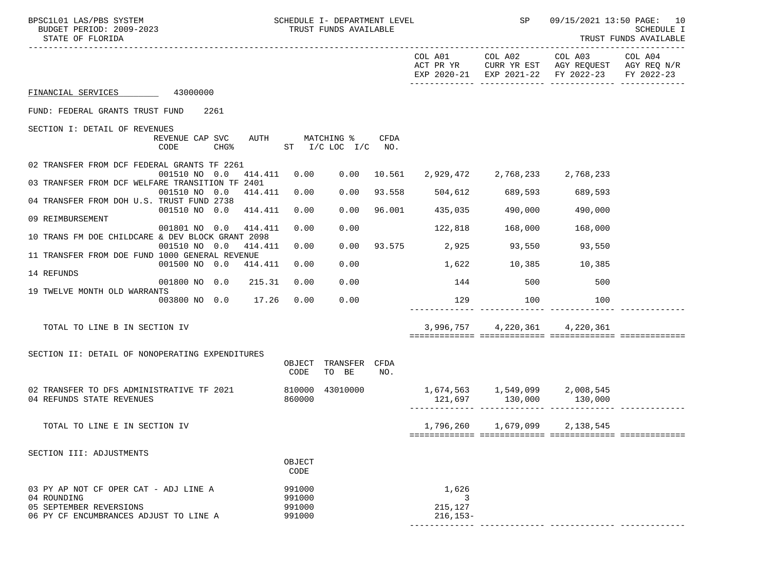FINANCIAL SERVICES 43000000

FUND: FEDERAL GRANTS TRUST FUND 2261

## SECTION I: DETAIL OF REVENUES

| Description | REVENUE CODE | CAP | SVC CHG% | AUTH | MATCHING % ST | I/C LOC I/C | CFDA NO. | COL A01 ACT PR YR EXP 2020-21 | COL A02 CURR YR EST EXP 2021-22 | COL A03 AGY REQUEST FY 2022-23 | COL A04 AGY REQ N/R FY 2022-23 |
|---|---|---|---|---|---|---|---|---|---|---|---|
| 02 TRANSFER FROM DCF FEDERAL GRANTS TF 2261 | 001510 | NO | 0.0 | 414.411 | 0.00 | 0.00 | 10.561 | 2,929,472 | 2,768,233 | 2,768,233 | |
| 03 TRANFSER FROM DCF WELFARE TRANSITION TF 2401 | 001510 | NO | 0.0 | 414.411 | 0.00 | 0.00 | 93.558 | 504,612 | 689,593 | 689,593 | |
| 04 TRANSFER FROM DOH U.S. TRUST FUND 2738 | 001510 | NO | 0.0 | 414.411 | 0.00 | 0.00 | 96.001 | 435,035 | 490,000 | 490,000 | |
| 09 REIMBURSEMENT | 001801 | NO | 0.0 | 414.411 | 0.00 | 0.00 | | 122,818 | 168,000 | 168,000 | |
| 10 TRANS FM DOE CHILDCARE & DEV BLOCK GRANT 2098 | 001510 | NO | 0.0 | 414.411 | 0.00 | 0.00 | 93.575 | 2,925 | 93,550 | 93,550 | |
| 11 TRANSFER FROM DOE FUND 1000 GENERAL REVENUE | 001500 | NO | 0.0 | 414.411 | 0.00 | 0.00 | | 1,622 | 10,385 | 10,385 | |
| 14 REFUNDS | 001800 | NO | 0.0 | 215.31 | 0.00 | 0.00 | | 144 | 500 | 500 | |
| 19 TWELVE MONTH OLD WARRANTS | 003800 | NO | 0.0 | 17.26 | 0.00 | 0.00 | | 129 | 100 | 100 | |
| TOTAL TO LINE B IN SECTION IV | | | | | | | | 3,996,757 | 4,220,361 | 4,220,361 | |

## SECTION II: DETAIL OF NONOPERATING EXPENDITURES

| Description | OBJECT CODE | TRANSFER TO BE | CFDA NO. | COL A01 ACT PR YR EXP 2020-21 | COL A02 CURR YR EST EXP 2021-22 | COL A03 AGY REQUEST FY 2022-23 | COL A04 AGY REQ N/R FY 2022-23 |
|---|---|---|---|---|---|---|---|
| 02 TRANSFER TO DFS ADMINISTRATIVE TF 2021 | 810000 | 43010000 | | 1,674,563 | 1,549,099 | 2,008,545 | |
| 04 REFUNDS STATE REVENUES | 860000 | | | 121,697 | 130,000 | 130,000 | |
| TOTAL TO LINE E IN SECTION IV | | | | 1,796,260 | 1,679,099 | 2,138,545 | |

## SECTION III: ADJUSTMENTS

| Description | OBJECT CODE | COL A01 ACT PR YR EXP 2020-21 | COL A02 CURR YR EST EXP 2021-22 | COL A03 AGY REQUEST FY 2022-23 | COL A04 AGY REQ N/R FY 2022-23 |
|---|---|---|---|---|---|
| 03 PY AP NOT CF OPER CAT - ADJ LINE A | 991000 | 1,626 | | | |
| 04 ROUNDING | 991000 | 3 | | | |
| 05 SEPTEMBER REVERSIONS | 991000 | 215,127 | | | |
| 06 PY CF ENCUMBRANCES ADJUST TO LINE A | 991000 | 216,153- | | | |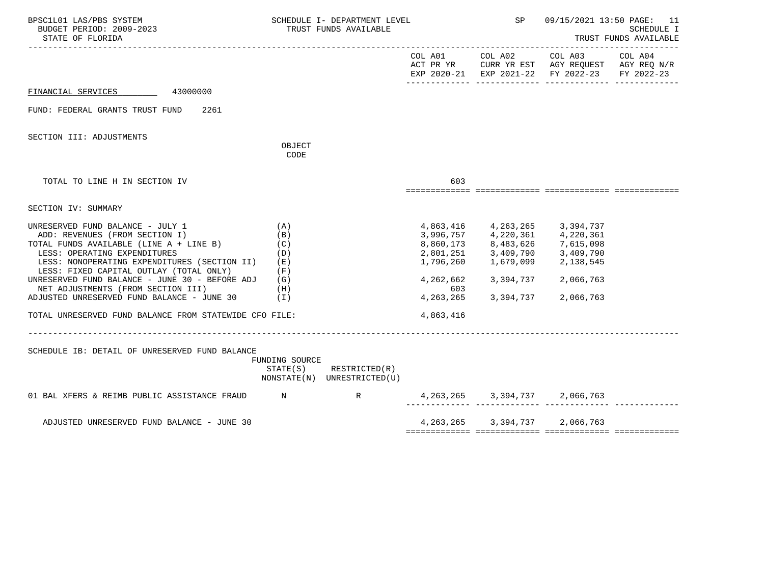FINANCIAL SERVICES 43000000

FUND: FEDERAL GRANTS TRUST FUND 2261

SECTION III: ADJUSTMENTS

| | OBJECT CODE | COL A01 ACT PR YR EXP 2020-21 | COL A02 CURR YR EST EXP 2021-22 | COL A03 AGY REQUEST FY 2022-23 | COL A04 AGY REQ N/R FY 2022-23 |
|---|---|---|---|---|---|
| TOTAL TO LINE H IN SECTION IV | | 603 | | | |

SECTION IV: SUMMARY

| | | COL A01 ACT PR YR EXP 2020-21 | COL A02 CURR YR EST EXP 2021-22 | COL A03 AGY REQUEST FY 2022-23 | COL A04 AGY REQ N/R FY 2022-23 |
|---|---|---|---|---|---|
| UNRESERVED FUND BALANCE - JULY 1 | (A) | 4,863,416 | 4,263,265 | 3,394,737 | |
| ADD: REVENUES (FROM SECTION I) | (B) | 3,996,757 | 4,220,361 | 4,220,361 | |
| TOTAL FUNDS AVAILABLE (LINE A + LINE B) | (C) | 8,860,173 | 8,483,626 | 7,615,098 | |
| LESS: OPERATING EXPENDITURES | (D) | 2,801,251 | 3,409,790 | 3,409,790 | |
| LESS: NONOPERATING EXPENDITURES (SECTION II) | (E) | 1,796,260 | 1,679,099 | 2,138,545 | |
| LESS: FIXED CAPITAL OUTLAY (TOTAL ONLY) | (F) | | | | |
| UNRESERVED FUND BALANCE - JUNE 30 - BEFORE ADJ | (G) | 4,262,662 | 3,394,737 | 2,066,763 | |
| NET ADJUSTMENTS (FROM SECTION III) | (H) | 603 | | | |
| ADJUSTED UNRESERVED FUND BALANCE - JUNE 30 | (I) | 4,263,265 | 3,394,737 | 2,066,763 | |
| TOTAL UNRESERVED FUND BALANCE FROM STATEWIDE CFO FILE: | | 4,863,416 | | | |

SCHEDULE IB: DETAIL OF UNRESERVED FUND BALANCE

| | FUNDING SOURCE STATE(S) NONSTATE(N) | RESTRICTED(R) UNRESTRICTED(U) | COL A01 | COL A02 | COL A03 | COL A04 |
|---|---|---|---|---|---|---|
| 01 BAL XFERS & REIMB PUBLIC ASSISTANCE FRAUD | N | R | 4,263,265 | 3,394,737 | 2,066,763 | |
| ADJUSTED UNRESERVED FUND BALANCE - JUNE 30 | | | 4,263,265 | 3,394,737 | 2,066,763 | |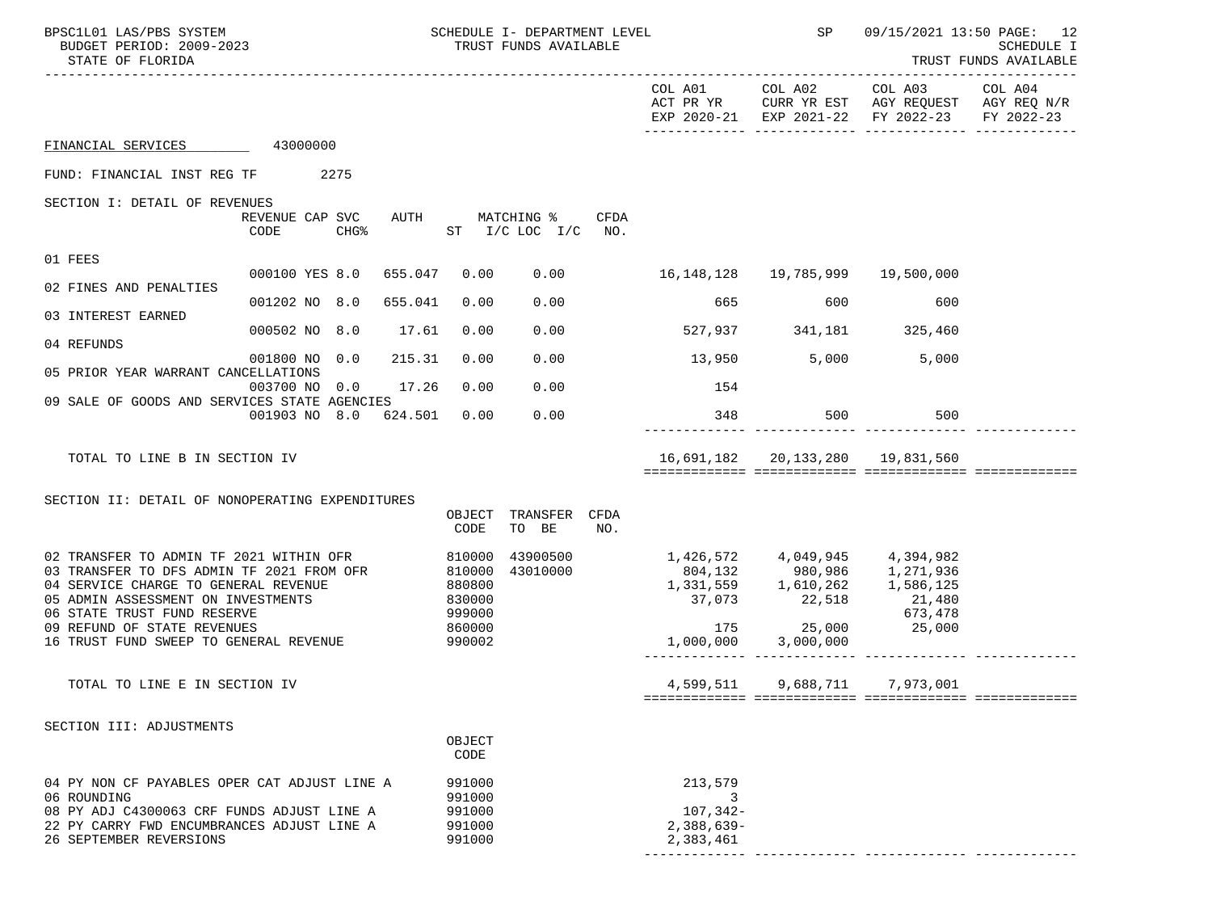FINANCIAL SERVICES 43000000

FUND: FINANCIAL INST REG TF 2275

| | COL A01 ACT PR YR EXP 2020-21 | COL A02 CURR YR EST EXP 2021-22 | COL A03 AGY REQUEST FY 2022-23 | COL A04 AGY REQ N/R FY 2022-23 |
|---|---|---|---|---|

## SECTION I: DETAIL OF REVENUES

| | REVENUE CODE | CAP SVC CHG% | AUTH | MATCHING % ST | I/C LOC I/C | CFDA NO. | COL A01 | COL A02 | COL A03 | COL A04 |
|---|---|---|---|---|---|---|---|---|---|---|
| 01 FEES | 000100 | YES 8.0 | 655.047 | 0.00 | 0.00 | | 16,148,128 | 19,785,999 | 19,500,000 | |
| 02 FINES AND PENALTIES | 001202 | NO 8.0 | 655.041 | 0.00 | 0.00 | | 665 | 600 | 600 | |
| 03 INTEREST EARNED | 000502 | NO 8.0 | 17.61 | 0.00 | 0.00 | | 527,937 | 341,181 | 325,460 | |
| 04 REFUNDS | 001800 | NO 0.0 | 215.31 | 0.00 | 0.00 | | 13,950 | 5,000 | 5,000 | |
| 05 PRIOR YEAR WARRANT CANCELLATIONS | 003700 | NO 0.0 | 17.26 | 0.00 | 0.00 | | 154 | | | |
| 09 SALE OF GOODS AND SERVICES STATE AGENCIES | 001903 | NO 8.0 | 624.501 | 0.00 | 0.00 | | 348 | 500 | 500 | |
| TOTAL TO LINE B IN SECTION IV | | | | | | | 16,691,182 | 20,133,280 | 19,831,560 | |

## SECTION II: DETAIL OF NONOPERATING EXPENDITURES

| | OBJECT CODE | TRANSFER TO BE | CFDA NO. | COL A01 | COL A02 | COL A03 | COL A04 |
|---|---|---|---|---|---|---|---|
| 02 TRANSFER TO ADMIN TF 2021 WITHIN OFR | 810000 | 43900500 | | 1,426,572 | 4,049,945 | 4,394,982 | |
| 03 TRANSFER TO DFS ADMIN TF 2021 FROM OFR | 810000 | 43010000 | | 804,132 | 980,986 | 1,271,936 | |
| 04 SERVICE CHARGE TO GENERAL REVENUE | 880800 | | | 1,331,559 | 1,610,262 | 1,586,125 | |
| 05 ADMIN ASSESSMENT ON INVESTMENTS | 830000 | | | 37,073 | 22,518 | 21,480 | |
| 06 STATE TRUST FUND RESERVE | 999000 | | | | | 673,478 | |
| 09 REFUND OF STATE REVENUES | 860000 | | | 175 | 25,000 | 25,000 | |
| 16 TRUST FUND SWEEP TO GENERAL REVENUE | 990002 | | | 1,000,000 | 3,000,000 | | |
| TOTAL TO LINE E IN SECTION IV | | | | 4,599,511 | 9,688,711 | 7,973,001 | |

## SECTION III: ADJUSTMENTS

| | OBJECT CODE | COL A01 | COL A02 | COL A03 | COL A04 |
|---|---|---|---|---|---|
| 04 PY NON CF PAYABLES OPER CAT ADJUST LINE A | 991000 | 213,579 | | | |
| 06 ROUNDING | 991000 | 3 | | | |
| 08 PY ADJ C4300063 CRF FUNDS ADJUST LINE A | 991000 | 107,342- | | | |
| 22 PY CARRY FWD ENCUMBRANCES ADJUST LINE A | 991000 | 2,388,639- | | | |
| 26 SEPTEMBER REVERSIONS | 991000 | 2,383,461 | | | |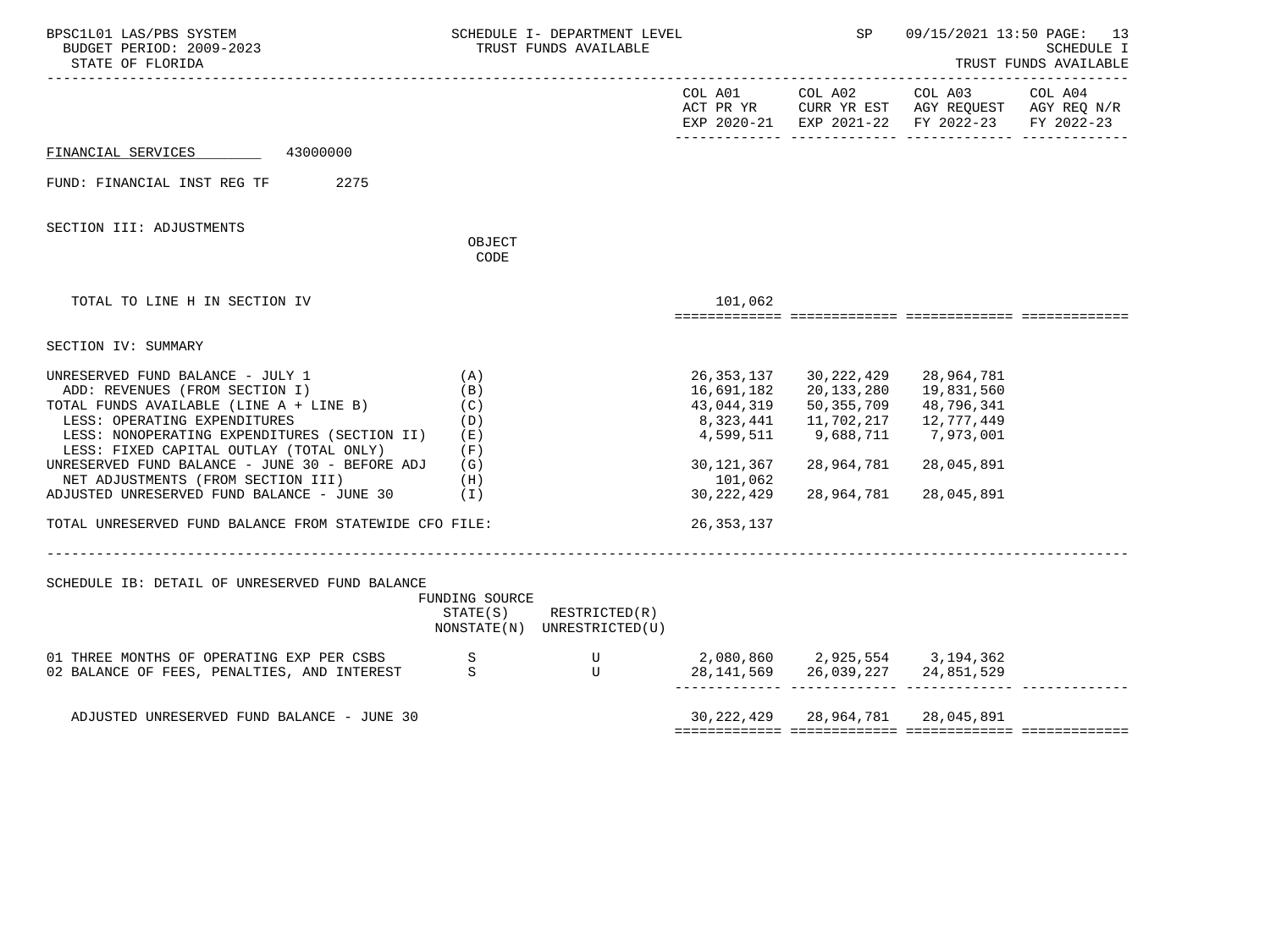FINANCIAL SERVICES 43000000

FUND: FINANCIAL INST REG TF 2275

SECTION III: ADJUSTMENTS

| | OBJECT CODE | COL A01 ACT PR YR EXP 2020-21 | COL A02 CURR YR EST EXP 2021-22 | COL A03 AGY REQUEST FY 2022-23 | COL A04 AGY REQ N/R FY 2022-23 |
|---|---|---|---|---|---|
| TOTAL TO LINE H IN SECTION IV | | 101,062 | | | |

SECTION IV: SUMMARY

| | | COL A01 ACT PR YR EXP 2020-21 | COL A02 CURR YR EST EXP 2021-22 | COL A03 AGY REQUEST FY 2022-23 | COL A04 AGY REQ N/R FY 2022-23 |
|---|---|---|---|---|---|
| UNRESERVED FUND BALANCE - JULY 1 | (A) | 26,353,137 | 30,222,429 | 28,964,781 | |
| ADD: REVENUES (FROM SECTION I) | (B) | 16,691,182 | 20,133,280 | 19,831,560 | |
| TOTAL FUNDS AVAILABLE (LINE A + LINE B) | (C) | 43,044,319 | 50,355,709 | 48,796,341 | |
| LESS: OPERATING EXPENDITURES | (D) | 8,323,441 | 11,702,217 | 12,777,449 | |
| LESS: NONOPERATING EXPENDITURES (SECTION II) | (E) | 4,599,511 | 9,688,711 | 7,973,001 | |
| LESS: FIXED CAPITAL OUTLAY (TOTAL ONLY) | (F) | | | | |
| UNRESERVED FUND BALANCE - JUNE 30 - BEFORE ADJ | (G) | 30,121,367 | 28,964,781 | 28,045,891 | |
| NET ADJUSTMENTS (FROM SECTION III) | (H) | 101,062 | | | |
| ADJUSTED UNRESERVED FUND BALANCE - JUNE 30 | (I) | 30,222,429 | 28,964,781 | 28,045,891 | |
| TOTAL UNRESERVED FUND BALANCE FROM STATEWIDE CFO FILE: | | 26,353,137 | | | |

SCHEDULE IB: DETAIL OF UNRESERVED FUND BALANCE

| | FUNDING SOURCE STATE(S) NONSTATE(N) | RESTRICTED(R) UNRESTRICTED(U) | COL A01 | COL A02 | COL A03 | COL A04 |
|---|---|---|---|---|---|---|
| 01 THREE MONTHS OF OPERATING EXP PER CSBS | S | U | 2,080,860 | 2,925,554 | 3,194,362 | |
| 02 BALANCE OF FEES, PENALTIES, AND INTEREST | S | U | 28,141,569 | 26,039,227 | 24,851,529 | |
| ADJUSTED UNRESERVED FUND BALANCE - JUNE 30 | | | 30,222,429 | 28,964,781 | 28,045,891 | |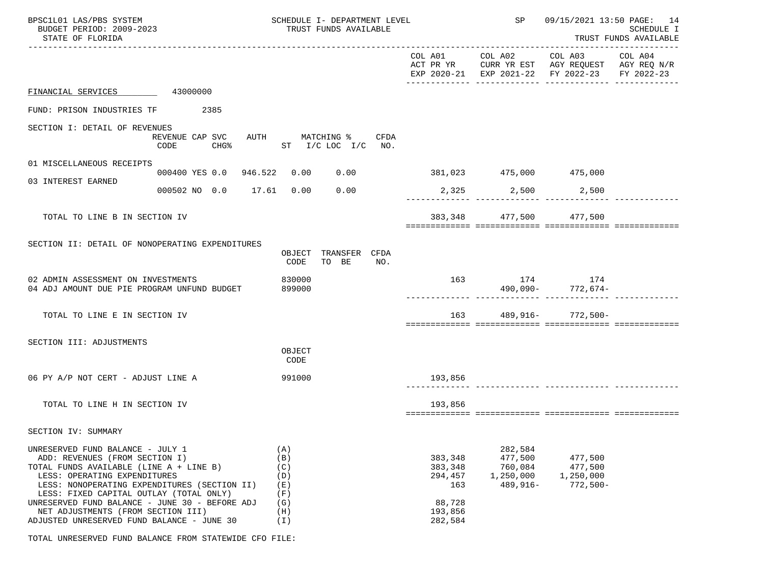BPSC1L01 LAS/PBS SYSTEM — SCHEDULE I- DEPARTMENT LEVEL — TRUST FUNDS AVAILABLE
BUDGET PERIOD: 2009-2023
STATE OF FLORIDA
SP 09/15/2021 13:50 — SCHEDULE I — TRUST FUNDS AVAILABLE

FINANCIAL SERVICES 43000000

FUND: PRISON INDUSTRIES TF 2385

## SECTION I: DETAIL OF REVENUES

| | REVENUE CODE | CAP | SVC CHG% | AUTH ST | MATCHING % I/C | LOC I/C | CFDA NO. | COL A01 ACT PR YR EXP 2020-21 | COL A02 CURR YR EST EXP 2021-22 | COL A03 AGY REQUEST FY 2022-23 | COL A04 AGY REQ N/R FY 2022-23 |
|---|---|---|---|---|---|---|---|---|---|---|---|
| 01 MISCELLANEOUS RECEIPTS | 000400 | YES | 0.0 | 946.522 | 0.00 | 0.00 | | 381,023 | 475,000 | 475,000 | |
| 03 INTEREST EARNED | 000502 | NO | 0.0 | 17.61 | 0.00 | 0.00 | | 2,325 | 2,500 | 2,500 | |
| TOTAL TO LINE B IN SECTION IV | | | | | | | | 383,348 | 477,500 | 477,500 | |

## SECTION II: DETAIL OF NONOPERATING EXPENDITURES

| | OBJECT CODE | TRANSFER TO BE | CFDA NO. | COL A01 | COL A02 | COL A03 | COL A04 |
|---|---|---|---|---|---|---|---|
| 02 ADMIN ASSESSMENT ON INVESTMENTS | 830000 | | | 163 | 174 | 174 | |
| 04 ADJ AMOUNT DUE PIE PROGRAM UNFUND BUDGET | 899000 | | | | 490,090- | 772,674- | |
| TOTAL TO LINE E IN SECTION IV | | | | 163 | 489,916- | 772,500- | |

## SECTION III: ADJUSTMENTS

| | OBJECT CODE | COL A01 | COL A02 | COL A03 | COL A04 |
|---|---|---|---|---|---|
| 06 PY A/P NOT CERT - ADJUST LINE A | 991000 | 193,856 | | | |
| TOTAL TO LINE H IN SECTION III | | 193,856 | | | |

## SECTION IV: SUMMARY

| | | COL A01 | COL A02 | COL A03 | COL A04 |
|---|---|---|---|---|---|
| UNRESERVED FUND BALANCE - JULY 1 | (A) | | 282,584 | | |
| ADD: REVENUES (FROM SECTION I) | (B) | 383,348 | 477,500 | 477,500 | |
| TOTAL FUNDS AVAILABLE (LINE A + LINE B) | (C) | 383,348 | 760,084 | 477,500 | |
| LESS: OPERATING EXPENDITURES | (D) | 294,457 | 1,250,000 | 1,250,000 | |
| LESS: NONOPERATING EXPENDITURES (SECTION II) | (E) | 163 | 489,916- | 772,500- | |
| LESS: FIXED CAPITAL OUTLAY (TOTAL ONLY) | (F) | | | | |
| UNRESERVED FUND BALANCE - JUNE 30 - BEFORE ADJ | (G) | 88,728 | | | |
| NET ADJUSTMENTS (FROM SECTION III) | (H) | 193,856 | | | |
| ADJUSTED UNRESERVED FUND BALANCE - JUNE 30 | (I) | 282,584 | | | |

TOTAL UNRESERVED FUND BALANCE FROM STATEWIDE CFO FILE: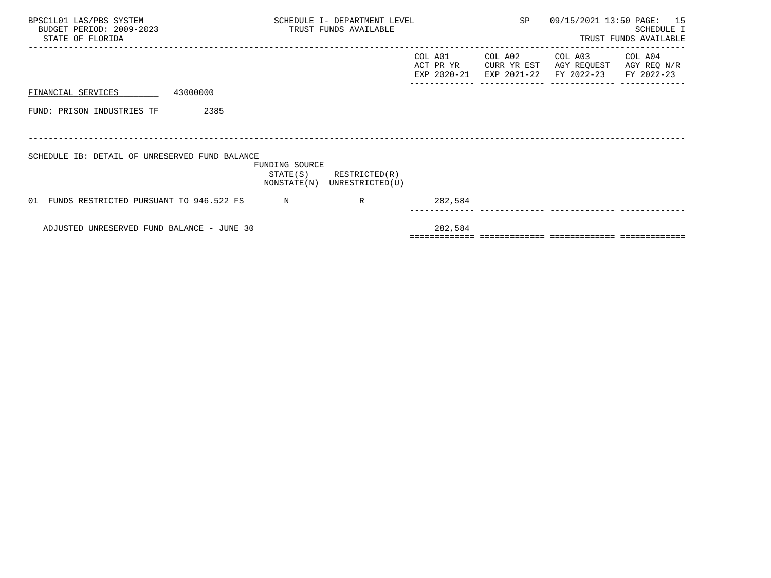SCHEDULE I- DEPARTMENT LEVEL
TRUST FUNDS AVAILABLE

STATE OF FLORIDA

FINANCIAL SERVICES 43000000

FUND: PRISON INDUSTRIES TF 2385

SCHEDULE IB: DETAIL OF UNRESERVED FUND BALANCE

| | FUNDING SOURCE STATE(S) NONSTATE(N) | RESTRICTED(R) UNRESTRICTED(U) | COL A01 ACT PR YR EXP 2020-21 | COL A02 CURR YR EST EXP 2021-22 | COL A03 AGY REQUEST FY 2022-23 | COL A04 AGY REQ N/R FY 2022-23 |
|---|---|---|---|---|---|---|
| 01 FUNDS RESTRICTED PURSUANT TO 946.522 FS | N | R | 282,584 | | | |
| ADJUSTED UNRESERVED FUND BALANCE - JUNE 30 | | | 282,584 | | | |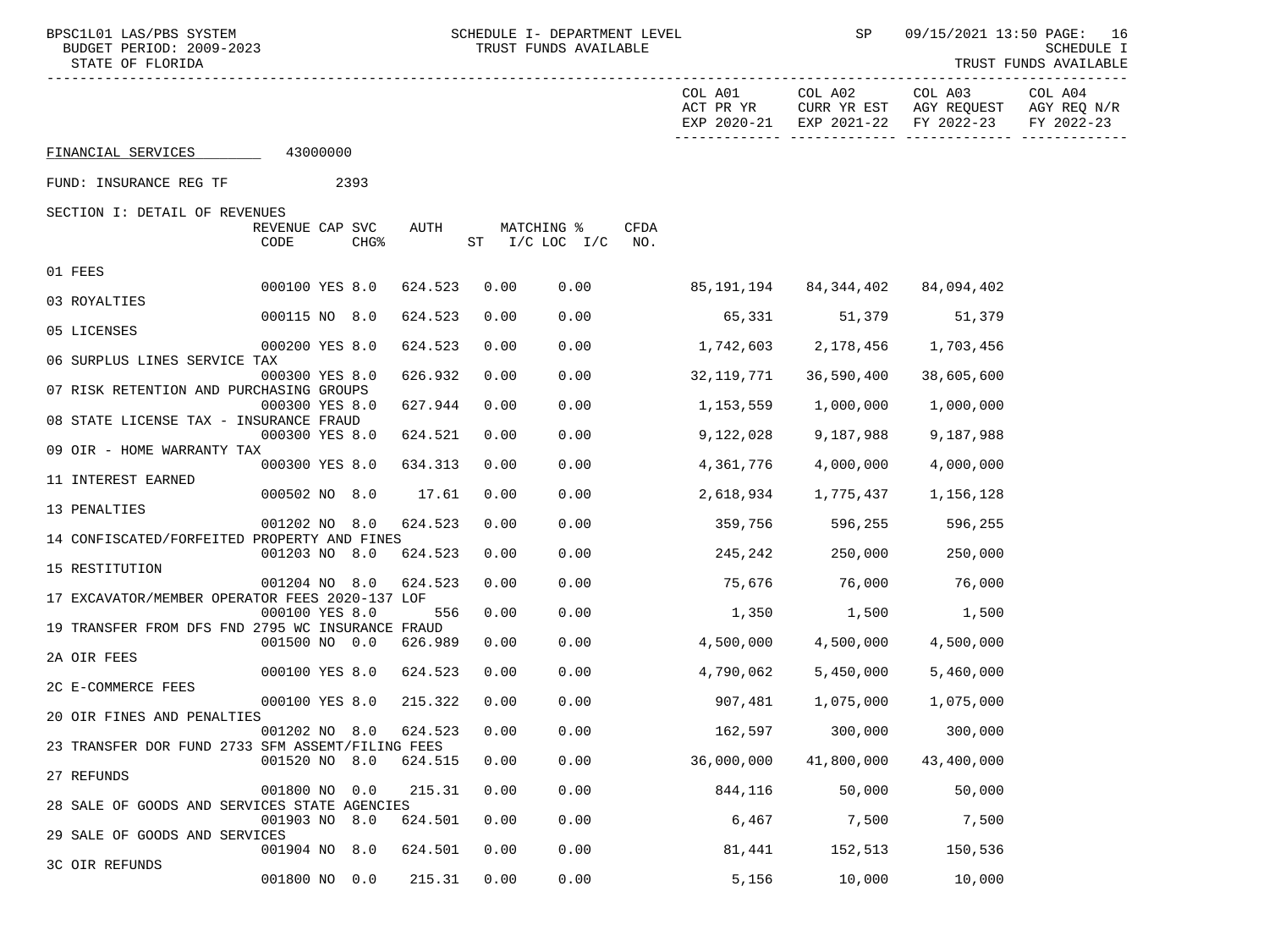BPSC1L01 LAS/PBS SYSTEM — SCHEDULE I- DEPARTMENT LEVEL — TRUST FUNDS AVAILABLE — SP 09/15/2021 13:50

BUDGET PERIOD: 2009-2023 — SCHEDULE I

STATE OF FLORIDA — TRUST FUNDS AVAILABLE

FINANCIAL SERVICES 43000000

FUND: INSURANCE REG TF 2393

SECTION I: DETAIL OF REVENUES

| | REVENUE CODE | CAP | SVC CHG% | AUTH | ST | MATCHING % I/C LOC | I/C | CFDA NO. | COL A01 ACT PR YR EXP 2020-21 | COL A02 CURR YR EST EXP 2021-22 | COL A03 AGY REQUEST FY 2022-23 | COL A04 AGY REQ N/R FY 2022-23 |
|---|---|---|---|---|---|---|---|---|---|---|---|---|
| 01 FEES | 000100 | YES | 8.0 | 624.523 | 0.00 | 0.00 | | | 85,191,194 | 84,344,402 | 84,094,402 | |
| 03 ROYALTIES | 000115 | NO | 8.0 | 624.523 | 0.00 | 0.00 | | | 65,331 | 51,379 | 51,379 | |
| 05 LICENSES | 000200 | YES | 8.0 | 624.523 | 0.00 | 0.00 | | | 1,742,603 | 2,178,456 | 1,703,456 | |
| 06 SURPLUS LINES SERVICE TAX | 000300 | YES | 8.0 | 626.932 | 0.00 | 0.00 | | | 32,119,771 | 36,590,400 | 38,605,600 | |
| 07 RISK RETENTION AND PURCHASING GROUPS | 000300 | YES | 8.0 | 627.944 | 0.00 | 0.00 | | | 1,153,559 | 1,000,000 | 1,000,000 | |
| 08 STATE LICENSE TAX - INSURANCE FRAUD | 000300 | YES | 8.0 | 624.521 | 0.00 | 0.00 | | | 9,122,028 | 9,187,988 | 9,187,988 | |
| 09 OIR - HOME WARRANTY TAX | 000300 | YES | 8.0 | 634.313 | 0.00 | 0.00 | | | 4,361,776 | 4,000,000 | 4,000,000 | |
| 11 INTEREST EARNED | 000502 | NO | 8.0 | 17.61 | 0.00 | 0.00 | | | 2,618,934 | 1,775,437 | 1,156,128 | |
| 13 PENALTIES | 001202 | NO | 8.0 | 624.523 | 0.00 | 0.00 | | | 359,756 | 596,255 | 596,255 | |
| 14 CONFISCATED/FORFEITED PROPERTY AND FINES | 001203 | NO | 8.0 | 624.523 | 0.00 | 0.00 | | | 245,242 | 250,000 | 250,000 | |
| 15 RESTITUTION | 001204 | NO | 8.0 | 624.523 | 0.00 | 0.00 | | | 75,676 | 76,000 | 76,000 | |
| 17 EXCAVATOR/MEMBER OPERATOR FEES 2020-137 LOF | 000100 | YES | 8.0 | 556 | 0.00 | 0.00 | | | 1,350 | 1,500 | 1,500 | |
| 19 TRANSFER FROM DFS FND 2795 WC INSURANCE FRAUD | 001500 | NO | 0.0 | 626.989 | 0.00 | 0.00 | | | 4,500,000 | 4,500,000 | 4,500,000 | |
| 2A OIR FEES | 000100 | YES | 8.0 | 624.523 | 0.00 | 0.00 | | | 4,790,062 | 5,450,000 | 5,460,000 | |
| 2C E-COMMERCE FEES | 000100 | YES | 8.0 | 215.322 | 0.00 | 0.00 | | | 907,481 | 1,075,000 | 1,075,000 | |
| 20 OIR FINES AND PENALTIES | 001202 | NO | 8.0 | 624.523 | 0.00 | 0.00 | | | 162,597 | 300,000 | 300,000 | |
| 23 TRANSFER DOR FUND 2733 SFM ASSEMT/FILING FEES | 001520 | NO | 8.0 | 624.515 | 0.00 | 0.00 | | | 36,000,000 | 41,800,000 | 43,400,000 | |
| 27 REFUNDS | 001800 | NO | 0.0 | 215.31 | 0.00 | 0.00 | | | 844,116 | 50,000 | 50,000 | |
| 28 SALE OF GOODS AND SERVICES STATE AGENCIES | 001903 | NO | 8.0 | 624.501 | 0.00 | 0.00 | | | 6,467 | 7,500 | 7,500 | |
| 29 SALE OF GOODS AND SERVICES | 001904 | NO | 8.0 | 624.501 | 0.00 | 0.00 | | | 81,441 | 152,513 | 150,536 | |
| 3C OIR REFUNDS | 001800 | NO | 0.0 | 215.31 | 0.00 | 0.00 | | | 5,156 | 10,000 | 10,000 | |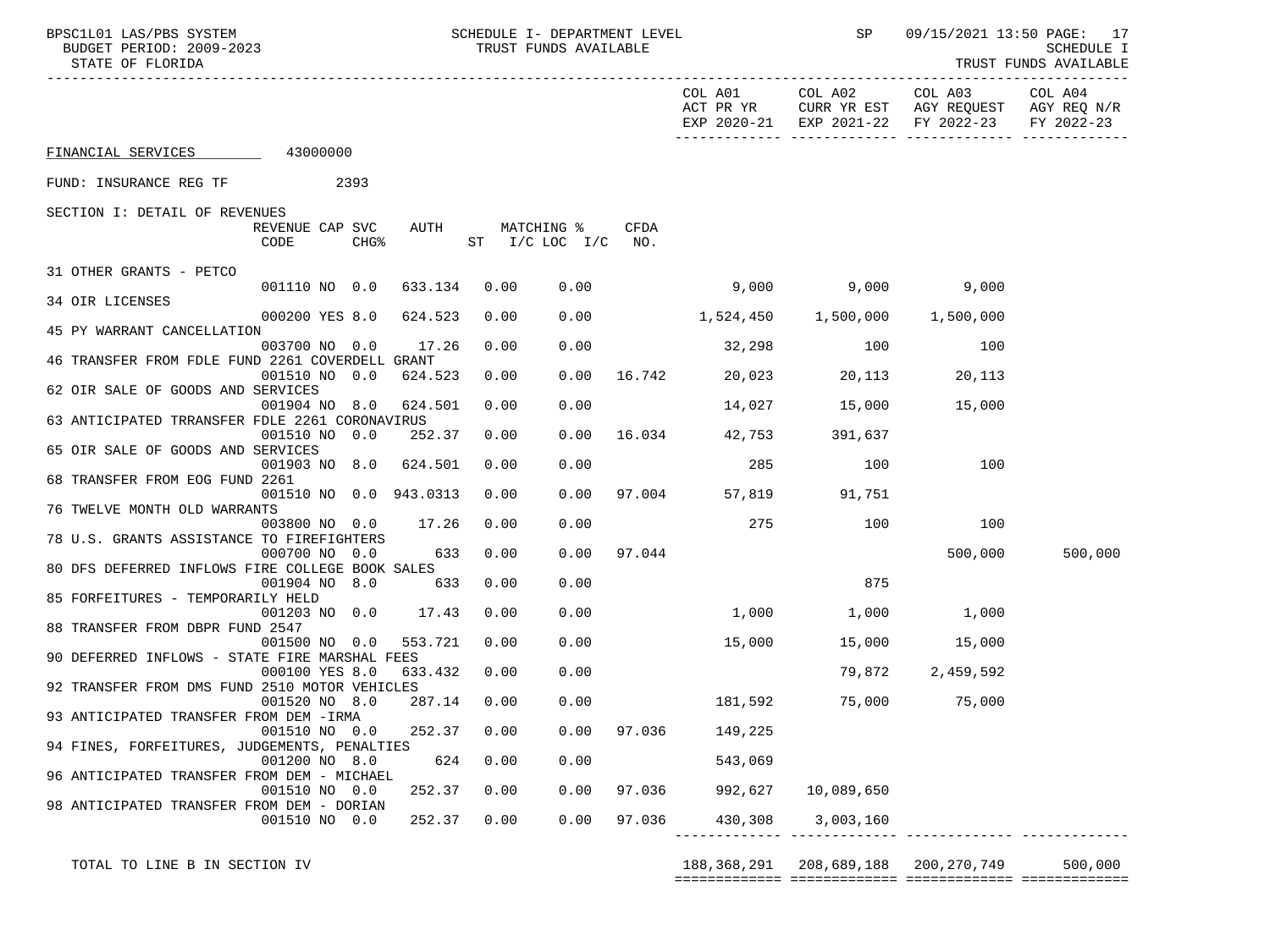BPSC1L01 LAS/PBS SYSTEM — SCHEDULE I- DEPARTMENT LEVEL — TRUST FUNDS AVAILABLE — SP 09/15/2021 13:50 PAGE: 17

BUDGET PERIOD: 2009-2023 — SCHEDULE I

STATE OF FLORIDA — TRUST FUNDS AVAILABLE

FINANCIAL SERVICES 43000000

FUND: INSURANCE REG TF 2393

SECTION I: DETAIL OF REVENUES

| Description | REVENUE CODE | CAP | SVC CHG% | AUTH | ST | MATCHING % I/C LOC | I/C | CFDA NO. | COL A01 ACT PR YR EXP 2020-21 | COL A02 CURR YR EST EXP 2021-22 | COL A03 AGY REQUEST FY 2022-23 | COL A04 AGY REQ N/R FY 2022-23 |
|---|---|---|---|---|---|---|---|---|---|---|---|---|
| 31 OTHER GRANTS - PETCO | 001110 | NO | 0.0 | 633.134 | 0.00 | 0.00 | | | 9,000 | 9,000 | 9,000 | |
| 34 OIR LICENSES | 000200 | YES | 8.0 | 624.523 | 0.00 | 0.00 | | | 1,524,450 | 1,500,000 | 1,500,000 | |
| 45 PY WARRANT CANCELLATION | 003700 | NO | 0.0 | 17.26 | 0.00 | 0.00 | | | 32,298 | 100 | 100 | |
| 46 TRANSFER FROM FDLE FUND 2261 COVERDELL GRANT | 001510 | NO | 0.0 | 624.523 | 0.00 | 0.00 | | 16.742 | 20,023 | 20,113 | 20,113 | |
| 62 OIR SALE OF GOODS AND SERVICES | 001904 | NO | 8.0 | 624.501 | 0.00 | 0.00 | | | 14,027 | 15,000 | 15,000 | |
| 63 ANTICIPATED TRRANSFER FDLE 2261 CORONAVIRUS | 001510 | NO | 0.0 | 252.37 | 0.00 | 0.00 | | 16.034 | 42,753 | 391,637 | | |
| 65 OIR SALE OF GOODS AND SERVICES | 001903 | NO | 8.0 | 624.501 | 0.00 | 0.00 | | | 285 | 100 | 100 | |
| 68 TRANSFER FROM EOG FUND 2261 | 001510 | NO | 0.0 | 943.0313 | 0.00 | 0.00 | | 97.004 | 57,819 | 91,751 | | |
| 76 TWELVE MONTH OLD WARRANTS | 003800 | NO | 0.0 | 17.26 | 0.00 | 0.00 | | | 275 | 100 | 100 | |
| 78 U.S. GRANTS ASSISTANCE TO FIREFIGHTERS | 000700 | NO | 0.0 | 633 | 0.00 | 0.00 | | 97.044 | | | 500,000 | 500,000 |
| 80 DFS DEFERRED INFLOWS FIRE COLLEGE BOOK SALES | 001904 | NO | 8.0 | 633 | 0.00 | 0.00 | | | | 875 | | |
| 85 FORFEITURES - TEMPORARILY HELD | 001203 | NO | 0.0 | 17.43 | 0.00 | 0.00 | | | 1,000 | 1,000 | 1,000 | |
| 88 TRANSFER FROM DBPR FUND 2547 | 001500 | NO | 0.0 | 553.721 | 0.00 | 0.00 | | | 15,000 | 15,000 | 15,000 | |
| 90 DEFERRED INFLOWS - STATE FIRE MARSHAL FEES | 000100 | YES | 8.0 | 633.432 | 0.00 | 0.00 | | | | 79,872 | 2,459,592 | |
| 92 TRANSFER FROM DMS FUND 2510 MOTOR VEHICLES | 001520 | NO | 8.0 | 287.14 | 0.00 | 0.00 | | | 181,592 | 75,000 | 75,000 | |
| 93 ANTICIPATED TRANSFER FROM DEM -IRMA | 001510 | NO | 0.0 | 252.37 | 0.00 | 0.00 | | 97.036 | 149,225 | | | |
| 94 FINES, FORFEITURES, JUDGEMENTS, PENALTIES | 001200 | NO | 8.0 | 624 | 0.00 | 0.00 | | | 543,069 | | | |
| 96 ANTICIPATED TRANSFER FROM DEM - MICHAEL | 001510 | NO | 0.0 | 252.37 | 0.00 | 0.00 | | 97.036 | 992,627 | 10,089,650 | | |
| 98 ANTICIPATED TRANSFER FROM DEM - DORIAN | 001510 | NO | 0.0 | 252.37 | 0.00 | 0.00 | | 97.036 | 430,308 | 3,003,160 | | |
| TOTAL TO LINE B IN SECTION IV | | | | | | | | | 188,368,291 | 208,689,188 | 200,270,749 | 500,000 |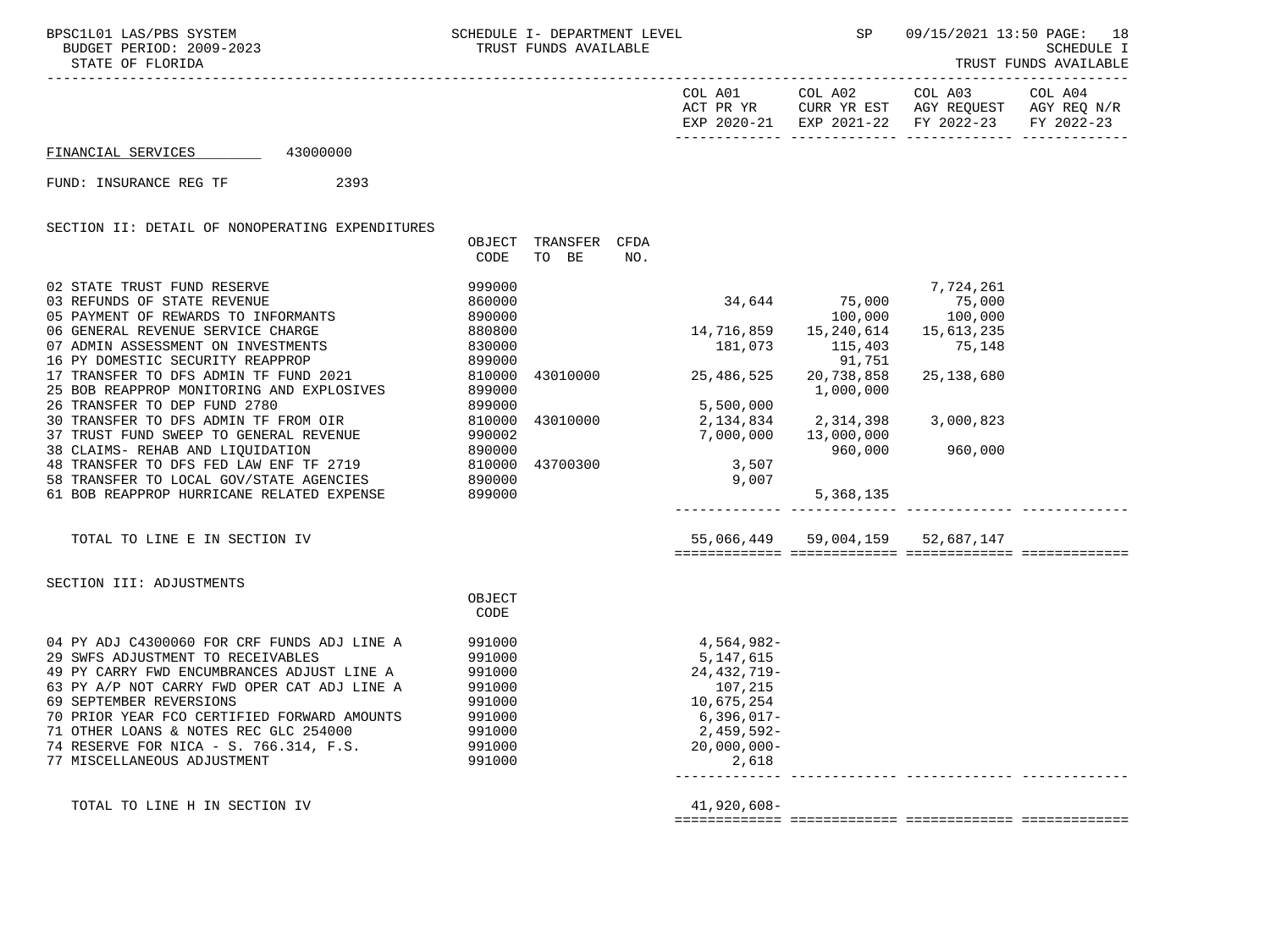BPSC1L01 LAS/PBS SYSTEM — SCHEDULE I- DEPARTMENT LEVEL — TRUST FUNDS AVAILABLE — SP 09/15/2021 13:50

BUDGET PERIOD: 2009-2023

STATE OF FLORIDA — SCHEDULE I — TRUST FUNDS AVAILABLE

FINANCIAL SERVICES 43000000

FUND: INSURANCE REG TF 2393

## SECTION II: DETAIL OF NONOPERATING EXPENDITURES

| | OBJECT CODE | TRANSFER TO BE | CFDA NO. | COL A01 ACT PR YR EXP 2020-21 | COL A02 CURR YR EST EXP 2021-22 | COL A03 AGY REQUEST FY 2022-23 | COL A04 AGY REQ N/R FY 2022-23 |
|---|---|---|---|---|---|---|---|
| 02 STATE TRUST FUND RESERVE | 999000 | | | | | 7,724,261 | |
| 03 REFUNDS OF STATE REVENUE | 860000 | | | 34,644 | 75,000 | 75,000 | |
| 05 PAYMENT OF REWARDS TO INFORMANTS | 890000 | | | | 100,000 | 100,000 | |
| 06 GENERAL REVENUE SERVICE CHARGE | 880800 | | | 14,716,859 | 15,240,614 | 15,613,235 | |
| 07 ADMIN ASSESSMENT ON INVESTMENTS | 830000 | | | 181,073 | 115,403 | 75,148 | |
| 16 PY DOMESTIC SECURITY REAPPROP | 899000 | | | | 91,751 | | |
| 17 TRANSFER TO DFS ADMIN TF FUND 2021 | 810000 | 43010000 | | 25,486,525 | 20,738,858 | 25,138,680 | |
| 25 BOB REAPPROP MONITORING AND EXPLOSIVES | 899000 | | | | 1,000,000 | | |
| 26 TRANSFER TO DEP FUND 2780 | 899000 | | | 5,500,000 | | | |
| 30 TRANSFER TO DFS ADMIN TF FROM OIR | 810000 | 43010000 | | 2,134,834 | 2,314,398 | 3,000,823 | |
| 37 TRUST FUND SWEEP TO GENERAL REVENUE | 990002 | | | 7,000,000 | 13,000,000 | | |
| 38 CLAIMS- REHAB AND LIQUIDATION | 890000 | | | | 960,000 | 960,000 | |
| 48 TRANSFER TO DFS FED LAW ENF TF 2719 | 810000 | 43700300 | | 3,507 | | | |
| 58 TRANSFER TO LOCAL GOV/STATE AGENCIES | 890000 | | | 9,007 | | | |
| 61 BOB REAPPROP HURRICANE RELATED EXPENSE | 899000 | | | | 5,368,135 | | |
| TOTAL TO LINE E IN SECTION IV | | | | 55,066,449 | 59,004,159 | 52,687,147 | |

## SECTION III: ADJUSTMENTS

| | OBJECT CODE | COL A01 | COL A02 | COL A03 | COL A04 |
|---|---|---|---|---|---|
| 04 PY ADJ C4300060 FOR CRF FUNDS ADJ LINE A | 991000 | 4,564,982- | | | |
| 29 SWFS ADJUSTMENT TO RECEIVABLES | 991000 | 5,147,615 | | | |
| 49 PY CARRY FWD ENCUMBRANCES ADJUST LINE A | 991000 | 24,432,719- | | | |
| 63 PY A/P NOT CARRY FWD OPER CAT ADJ LINE A | 991000 | 107,215 | | | |
| 69 SEPTEMBER REVERSIONS | 991000 | 10,675,254 | | | |
| 70 PRIOR YEAR FCO CERTIFIED FORWARD AMOUNTS | 991000 | 6,396,017- | | | |
| 71 OTHER LOANS & NOTES REC GLC 254000 | 991000 | 2,459,592- | | | |
| 74 RESERVE FOR NICA - S. 766.314, F.S. | 991000 | 20,000,000- | | | |
| 77 MISCELLANEOUS ADJUSTMENT | 991000 | 2,618 | | | |
| TOTAL TO LINE H IN SECTION IV | | 41,920,608- | | | |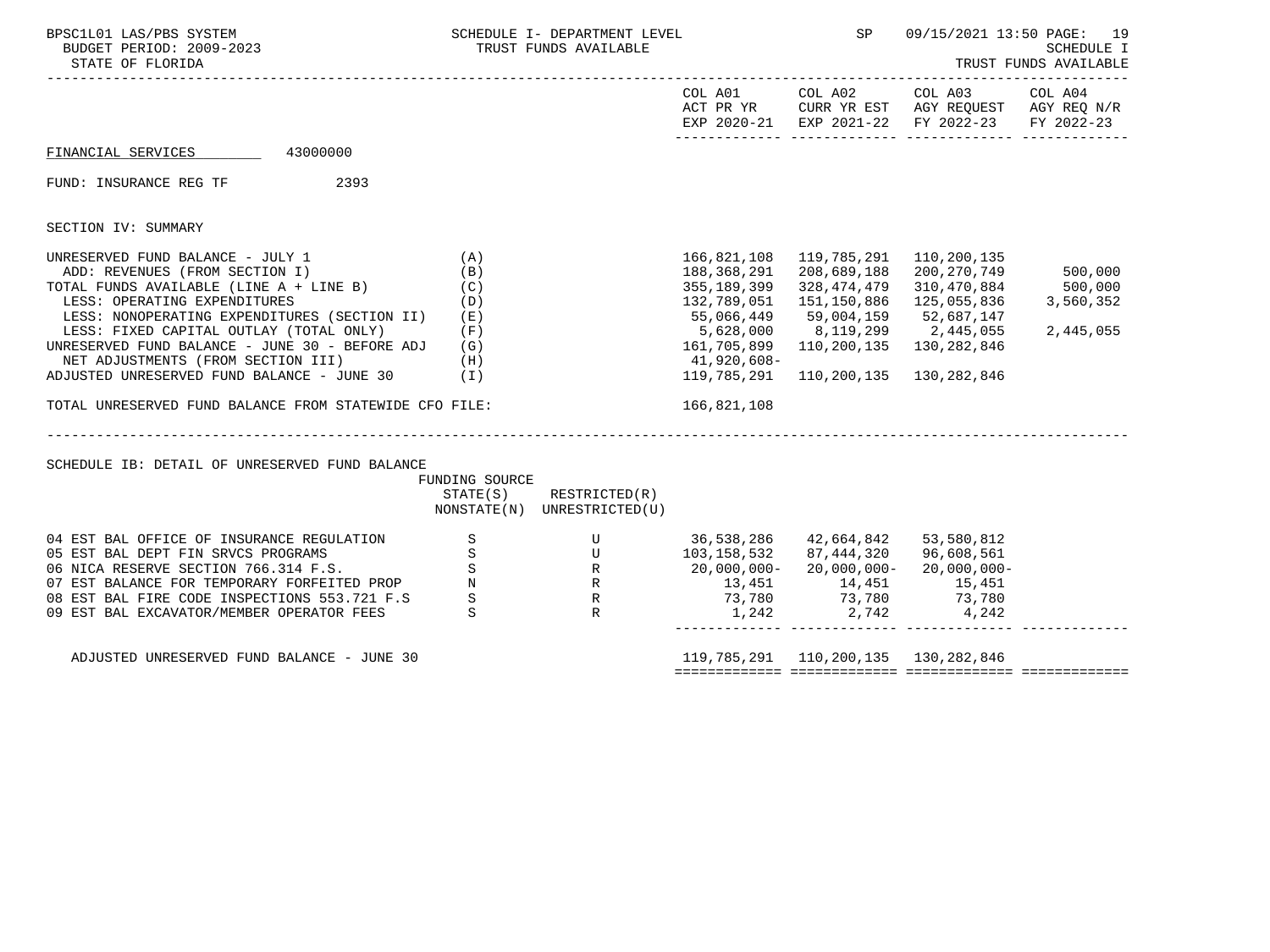FINANCIAL SERVICES 43000000

FUND: INSURANCE REG TF 2393

SECTION IV: SUMMARY

| | | COL A01 ACT PR YR EXP 2020-21 | COL A02 CURR YR EST EXP 2021-22 | COL A03 AGY REQUEST FY 2022-23 | COL A04 AGY REQ N/R FY 2022-23 |
|---|---|---|---|---|---|
| UNRESERVED FUND BALANCE - JULY 1 | (A) | 166,821,108 | 119,785,291 | 110,200,135 | |
| ADD: REVENUES (FROM SECTION I) | (B) | 188,368,291 | 208,689,188 | 200,270,749 | 500,000 |
| TOTAL FUNDS AVAILABLE (LINE A + LINE B) | (C) | 355,189,399 | 328,474,479 | 310,470,884 | 500,000 |
| LESS: OPERATING EXPENDITURES | (D) | 132,789,051 | 151,150,886 | 125,055,836 | 3,560,352 |
| LESS: NONOPERATING EXPENDITURES (SECTION II) | (E) | 55,066,449 | 59,004,159 | 52,687,147 | |
| LESS: FIXED CAPITAL OUTLAY (TOTAL ONLY) | (F) | 5,628,000 | 8,119,299 | 2,445,055 | 2,445,055 |
| UNRESERVED FUND BALANCE - JUNE 30 - BEFORE ADJ | (G) | 161,705,899 | 110,200,135 | 130,282,846 | |
| NET ADJUSTMENTS (FROM SECTION III) | (H) | 41,920,608- | | | |
| ADJUSTED UNRESERVED FUND BALANCE - JUNE 30 | (I) | 119,785,291 | 110,200,135 | 130,282,846 | |
| TOTAL UNRESERVED FUND BALANCE FROM STATEWIDE CFO FILE: | | 166,821,108 | | | |

SCHEDULE IB: DETAIL OF UNRESERVED FUND BALANCE

| | FUNDING SOURCE STATE(S) NONSTATE(N) | RESTRICTED(R) UNRESTRICTED(U) | COL A01 | COL A02 | COL A03 | COL A04 |
|---|---|---|---|---|---|---|
| 04 EST BAL OFFICE OF INSURANCE REGULATION | S | U | 36,538,286 | 42,664,842 | 53,580,812 | |
| 05 EST BAL DEPT FIN SRVCS PROGRAMS | S | U | 103,158,532 | 87,444,320 | 96,608,561 | |
| 06 NICA RESERVE SECTION 766.314 F.S. | S | R | 20,000,000- | 20,000,000- | 20,000,000- | |
| 07 EST BALANCE FOR TEMPORARY FORFEITED PROP | N | R | 13,451 | 14,451 | 15,451 | |
| 08 EST BAL FIRE CODE INSPECTIONS 553.721 F.S | S | R | 73,780 | 73,780 | 73,780 | |
| 09 EST BAL EXCAVATOR/MEMBER OPERATOR FEES | S | R | 1,242 | 2,742 | 4,242 | |
| ADJUSTED UNRESERVED FUND BALANCE - JUNE 30 | | | 119,785,291 | 110,200,135 | 130,282,846 | |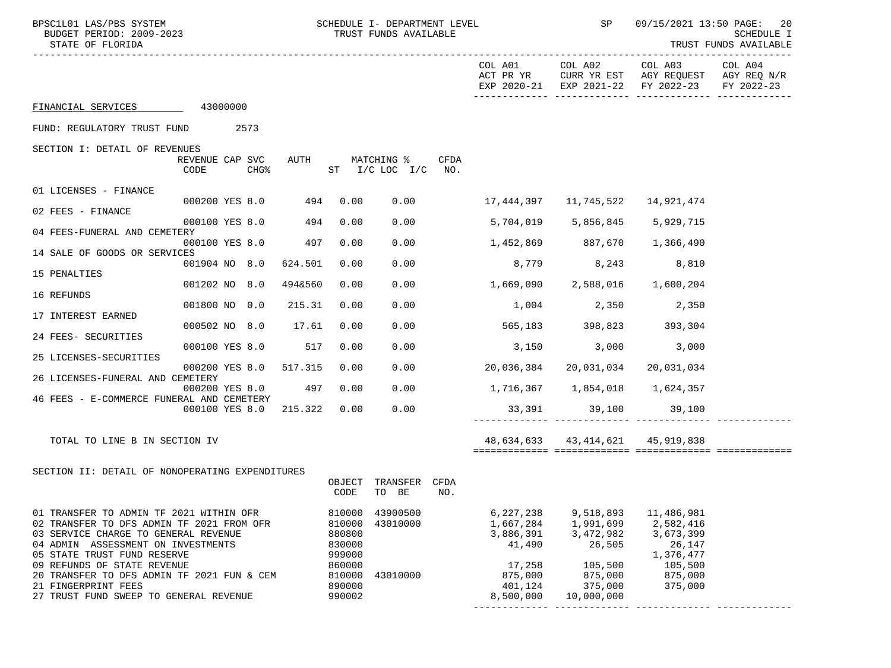BPSC1L01 LAS/PBS SYSTEM — SCHEDULE I- DEPARTMENT LEVEL — SP — 09/15/2021 13:50 PAGE: 20
BUDGET PERIOD: 2009-2023 — TRUST FUNDS AVAILABLE — SCHEDULE I
STATE OF FLORIDA — TRUST FUNDS AVAILABLE

FINANCIAL SERVICES 43000000

FUND: REGULATORY TRUST FUND 2573

SECTION I: DETAIL OF REVENUES

| | REVENUE CODE | CAP | SVC CHG% | AUTH | MATCHING % ST | I/C LOC I/C | CFDA NO. | COL A01 ACT PR YR EXP 2020-21 | COL A02 CURR YR EST EXP 2021-22 | COL A03 AGY REQUEST FY 2022-23 | COL A04 AGY REQ N/R FY 2022-23 |
|---|---|---|---|---|---|---|---|---|---|---|---|
| 01 LICENSES - FINANCE | 000200 | YES | 8.0 | 494 | 0.00 | 0.00 | | 17,444,397 | 11,745,522 | 14,921,474 | |
| 02 FEES - FINANCE | 000100 | YES | 8.0 | 494 | 0.00 | 0.00 | | 5,704,019 | 5,856,845 | 5,929,715 | |
| 04 FEES-FUNERAL AND CEMETERY | 000100 | YES | 8.0 | 497 | 0.00 | 0.00 | | 1,452,869 | 887,670 | 1,366,490 | |
| 14 SALE OF GOODS OR SERVICES | 001904 | NO | 8.0 | 624.501 | 0.00 | 0.00 | | 8,779 | 8,243 | 8,810 | |
| 15 PENALTIES | 001202 | NO | 8.0 | 494&560 | 0.00 | 0.00 | | 1,669,090 | 2,588,016 | 1,600,204 | |
| 16 REFUNDS | 001800 | NO | 0.0 | 215.31 | 0.00 | 0.00 | | 1,004 | 2,350 | 2,350 | |
| 17 INTEREST EARNED | 000502 | NO | 8.0 | 17.61 | 0.00 | 0.00 | | 565,183 | 398,823 | 393,304 | |
| 24 FEES- SECURITIES | 000100 | YES | 8.0 | 517 | 0.00 | 0.00 | | 3,150 | 3,000 | 3,000 | |
| 25 LICENSES-SECURITIES | 000200 | YES | 8.0 | 517.315 | 0.00 | 0.00 | | 20,036,384 | 20,031,034 | 20,031,034 | |
| 26 LICENSES-FUNERAL AND CEMETERY | 000200 | YES | 8.0 | 497 | 0.00 | 0.00 | | 1,716,367 | 1,854,018 | 1,624,357 | |
| 46 FEES - E-COMMERCE FUNERAL AND CEMETERY | 000100 | YES | 8.0 | 215.322 | 0.00 | 0.00 | | 33,391 | 39,100 | 39,100 | |
| TOTAL TO LINE B IN SECTION IV | | | | | | | | 48,634,633 | 43,414,621 | 45,919,838 | |

SECTION II: DETAIL OF NONOPERATING EXPENDITURES

| | OBJECT CODE | TRANSFER TO BE | CFDA NO. | COL A01 ACT PR YR EXP 2020-21 | COL A02 CURR YR EST EXP 2021-22 | COL A03 AGY REQUEST FY 2022-23 | COL A04 AGY REQ N/R FY 2022-23 |
|---|---|---|---|---|---|---|---|
| 01 TRANSFER TO ADMIN TF 2021 WITHIN OFR | 810000 | 43900500 | | 6,227,238 | 9,518,893 | 11,486,981 | |
| 02 TRANSFER TO DFS ADMIN TF 2021 FROM OFR | 810000 | 43010000 | | 1,667,284 | 1,991,699 | 2,582,416 | |
| 03 SERVICE CHARGE TO GENERAL REVENUE | 880800 | | | 3,886,391 | 3,472,982 | 3,673,399 | |
| 04 ADMIN ASSESSMENT ON INVESTMENTS | 830000 | | | 41,490 | 26,505 | 26,147 | |
| 05 STATE TRUST FUND RESERVE | 999000 | | | | | 1,376,477 | |
| 09 REFUNDS OF STATE REVENUE | 860000 | | | 17,258 | 105,500 | 105,500 | |
| 20 TRANSFER TO DFS ADMIN TF 2021 FUN & CEM | 810000 | 43010000 | | 875,000 | 875,000 | 875,000 | |
| 21 FINGERPRINT FEES | 890000 | | | 401,124 | 375,000 | 375,000 | |
| 27 TRUST FUND SWEEP TO GENERAL REVENUE | 990002 | | | 8,500,000 | 10,000,000 | | |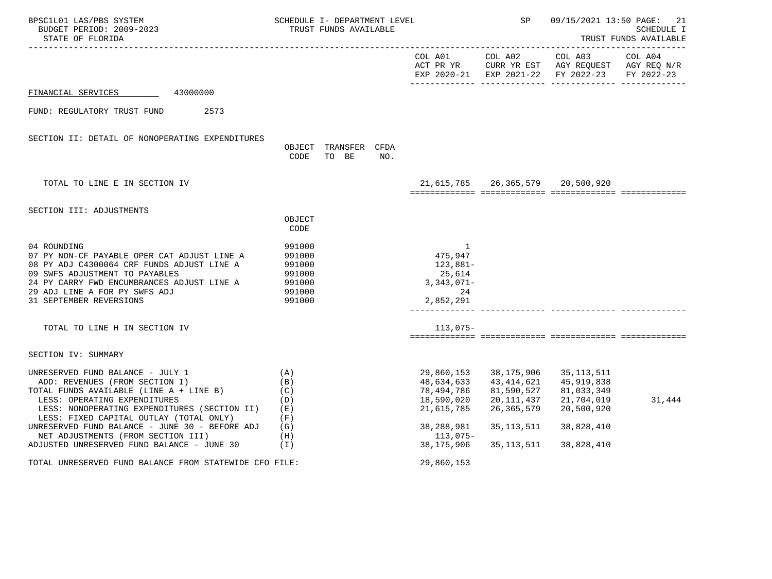SCHEDULE I- DEPARTMENT LEVEL
TRUST FUNDS AVAILABLE

BPSC1L01 LAS/PBS SYSTEM
BUDGET PERIOD: 2009-2023
STATE OF FLORIDA

SP 09/15/2021 13:50

SCHEDULE I
TRUST FUNDS AVAILABLE

FINANCIAL SERVICES 43000000

FUND: REGULATORY TRUST FUND 2573

## SECTION II: DETAIL OF NONOPERATING EXPENDITURES

| | OBJECT CODE | TRANSFER TO BE | CFDA NO. | COL A01 ACT PR YR EXP 2020-21 | COL A02 CURR YR EST EXP 2021-22 | COL A03 AGY REQUEST FY 2022-23 | COL A04 AGY REQ N/R FY 2022-23 |
|---|---|---|---|---|---|---|---|
| TOTAL TO LINE E IN SECTION IV | | | | 21,615,785 | 26,365,579 | 20,500,920 | |

## SECTION III: ADJUSTMENTS

| | OBJECT CODE | COL A01 ACT PR YR EXP 2020-21 | COL A02 CURR YR EST EXP 2021-22 | COL A03 AGY REQUEST FY 2022-23 | COL A04 AGY REQ N/R FY 2022-23 |
|---|---|---|---|---|---|
| 04 ROUNDING | 991000 | 1 | | | |
| 07 PY NON-CF PAYABLE OPER CAT ADJUST LINE A | 991000 | 475,947 | | | |
| 08 PY ADJ C4300064 CRF FUNDS ADJUST LINE A | 991000 | 123,881- | | | |
| 09 SWFS ADJUSTMENT TO PAYABLES | 991000 | 25,614 | | | |
| 24 PY CARRY FWD ENCUMBRANCES ADJUST LINE A | 991000 | 3,343,071- | | | |
| 29 ADJ LINE A FOR PY SWFS ADJ | 991000 | 24 | | | |
| 31 SEPTEMBER REVERSIONS | 991000 | 2,852,291 | | | |
| TOTAL TO LINE H IN SECTION IV | | 113,075- | | | |

## SECTION IV: SUMMARY

| | | COL A01 ACT PR YR EXP 2020-21 | COL A02 CURR YR EST EXP 2021-22 | COL A03 AGY REQUEST FY 2022-23 | COL A04 AGY REQ N/R FY 2022-23 |
|---|---|---|---|---|---|
| UNRESERVED FUND BALANCE - JULY 1 | (A) | 29,860,153 | 38,175,906 | 35,113,511 | |
| ADD: REVENUES (FROM SECTION I) | (B) | 48,634,633 | 43,414,621 | 45,919,838 | |
| TOTAL FUNDS AVAILABLE (LINE A + LINE B) | (C) | 78,494,786 | 81,590,527 | 81,033,349 | |
| LESS: OPERATING EXPENDITURES | (D) | 18,590,020 | 20,111,437 | 21,704,019 | 31,444 |
| LESS: NONOPERATING EXPENDITURES (SECTION II) | (E) | 21,615,785 | 26,365,579 | 20,500,920 | |
| LESS: FIXED CAPITAL OUTLAY (TOTAL ONLY) | (F) | | | | |
| UNRESERVED FUND BALANCE - JUNE 30 - BEFORE ADJ | (G) | 38,288,981 | 35,113,511 | 38,828,410 | |
| NET ADJUSTMENTS (FROM SECTION III) | (H) | 113,075- | | | |
| ADJUSTED UNRESERVED FUND BALANCE - JUNE 30 | (I) | 38,175,906 | 35,113,511 | 38,828,410 | |
| TOTAL UNRESERVED FUND BALANCE FROM STATEWIDE CFO FILE: | | 29,860,153 | | | |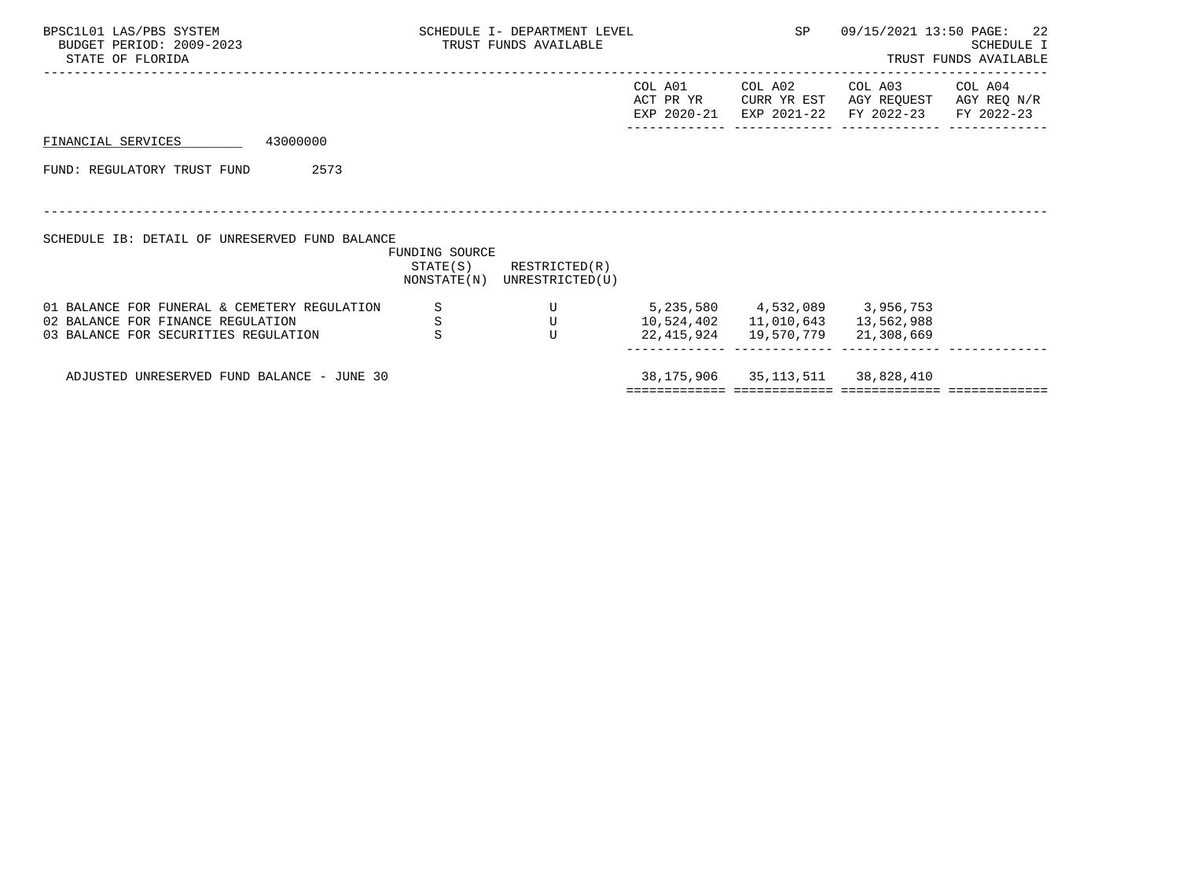BPSC1L01 LAS/PBS SYSTEM — BUDGET PERIOD: 2009-2023 — STATE OF FLORIDA

SCHEDULE I- DEPARTMENT LEVEL — TRUST FUNDS AVAILABLE

SP 09/15/2021 13:50 — SCHEDULE I — TRUST FUNDS AVAILABLE

FINANCIAL SERVICES 43000000

FUND: REGULATORY TRUST FUND 2573

SCHEDULE IB: DETAIL OF UNRESERVED FUND BALANCE

| | FUNDING SOURCE STATE(S) NONSTATE(N) | RESTRICTED(R) UNRESTRICTED(U) | COL A01 ACT PR YR EXP 2020-21 | COL A02 CURR YR EST EXP 2021-22 | COL A03 AGY REQUEST FY 2022-23 | COL A04 AGY REQ N/R FY 2022-23 |
|---|---|---|---|---|---|---|
| 01 BALANCE FOR FUNERAL & CEMETERY REGULATION | S | U | 5,235,580 | 4,532,089 | 3,956,753 | |
| 02 BALANCE FOR FINANCE REGULATION | S | U | 10,524,402 | 11,010,643 | 13,562,988 | |
| 03 BALANCE FOR SECURITIES REGULATION | S | U | 22,415,924 | 19,570,779 | 21,308,669 | |
| ADJUSTED UNRESERVED FUND BALANCE - JUNE 30 | | | 38,175,906 | 35,113,511 | 38,828,410 | |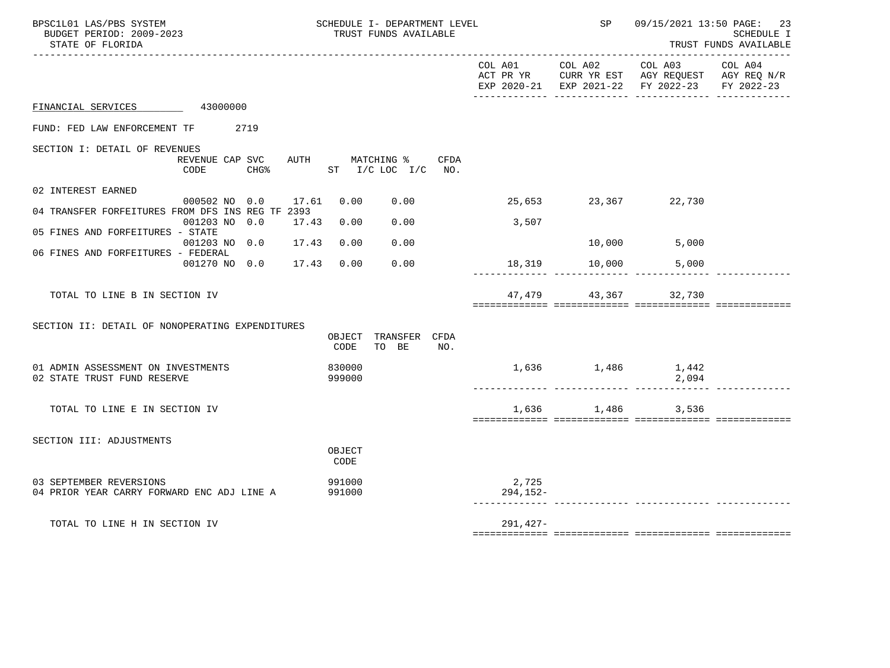FINANCIAL SERVICES 43000000

FUND: FED LAW ENFORCEMENT TF 2719

| | COL A01 ACT PR YR EXP 2020-21 | COL A02 CURR YR EST EXP 2021-22 | COL A03 AGY REQUEST FY 2022-23 | COL A04 AGY REQ N/R FY 2022-23 |
|---|---|---|---|---|

## SECTION I: DETAIL OF REVENUES

| | REVENUE CODE | CAP CHG% | SVC | AUTH ST | MATCHING % I/C | LOC I/C | CFDA NO. | COL A01 | COL A02 | COL A03 | COL A04 |
|---|---|---|---|---|---|---|---|---|---|---|---|
| 02 INTEREST EARNED | 000502 | NO | 0.0 | 17.61 | 0.00 | 0.00 | | 25,653 | 23,367 | 22,730 | |
| 04 TRANSFER FORFEITURES FROM DFS INS REG TF 2393 | 001203 | NO | 0.0 | 17.43 | 0.00 | 0.00 | | 3,507 | | | |
| 05 FINES AND FORFEITURES - STATE | 001203 | NO | 0.0 | 17.43 | 0.00 | 0.00 | | | 10,000 | 5,000 | |
| 06 FINES AND FORFEITURES - FEDERAL | 001270 | NO | 0.0 | 17.43 | 0.00 | 0.00 | | 18,319 | 10,000 | 5,000 | |
| TOTAL TO LINE B IN SECTION IV | | | | | | | | 47,479 | 43,367 | 32,730 | |

## SECTION II: DETAIL OF NONOPERATING EXPENDITURES

| | OBJECT CODE | TRANSFER TO BE | CFDA NO. | COL A01 | COL A02 | COL A03 | COL A04 |
|---|---|---|---|---|---|---|---|
| 01 ADMIN ASSESSMENT ON INVESTMENTS | 830000 | | | 1,636 | 1,486 | 1,442 | |
| 02 STATE TRUST FUND RESERVE | 999000 | | | | | 2,094 | |
| TOTAL TO LINE E IN SECTION IV | | | | 1,636 | 1,486 | 3,536 | |

## SECTION III: ADJUSTMENTS

| | OBJECT CODE | COL A01 | COL A02 | COL A03 | COL A04 |
|---|---|---|---|---|---|
| 03 SEPTEMBER REVERSIONS | 991000 | 2,725 | | | |
| 04 PRIOR YEAR CARRY FORWARD ENC ADJ LINE A | 991000 | 294,152- | | | |
| TOTAL TO LINE H IN SECTION IV | | 291,427- | | | |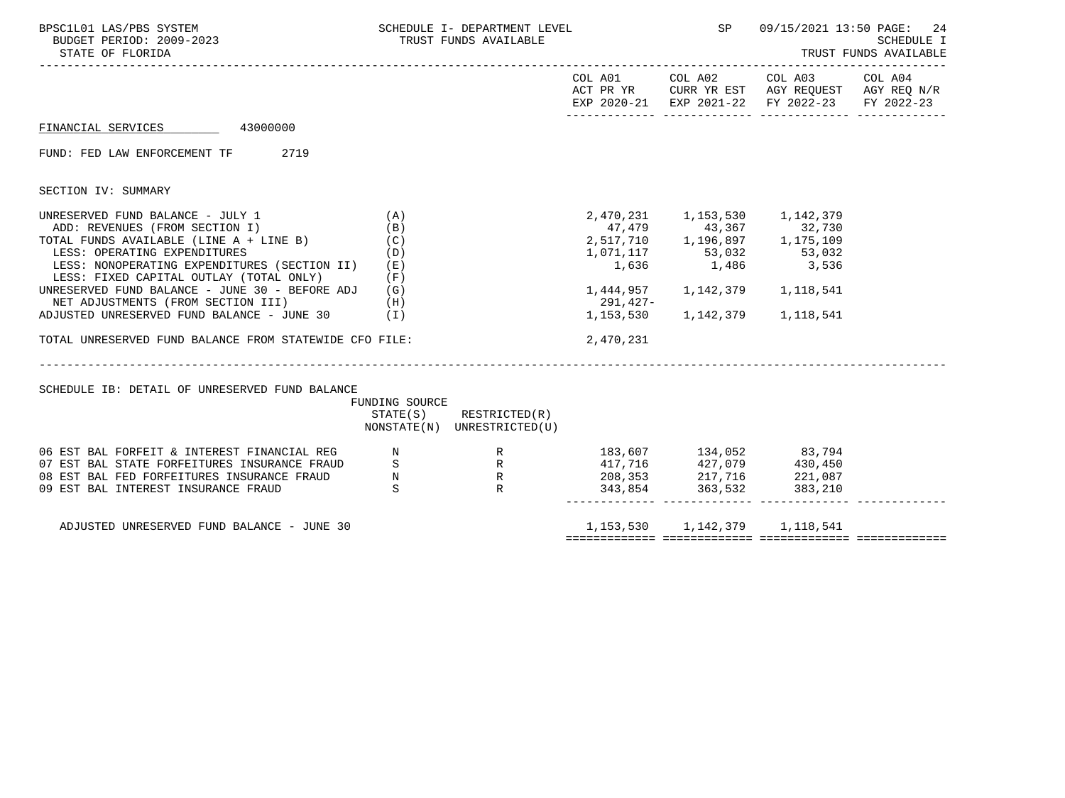BPSC1L01 LAS/PBS SYSTEM — SCHEDULE I- DEPARTMENT LEVEL — TRUST FUNDS AVAILABLE — SP 09/15/2021 13:50
BUDGET PERIOD: 2009-2023
STATE OF FLORIDA
SCHEDULE I — TRUST FUNDS AVAILABLE

FINANCIAL SERVICES 43000000

FUND: FED LAW ENFORCEMENT TF 2719

SECTION IV: SUMMARY

| | | COL A01 ACT PR YR EXP 2020-21 | COL A02 CURR YR EST EXP 2021-22 | COL A03 AGY REQUEST FY 2022-23 | COL A04 AGY REQ N/R FY 2022-23 |
|---|---|---|---|---|---|
| UNRESERVED FUND BALANCE - JULY 1 | (A) | 2,470,231 | 1,153,530 | 1,142,379 | |
| ADD: REVENUES (FROM SECTION I) | (B) | 47,479 | 43,367 | 32,730 | |
| TOTAL FUNDS AVAILABLE (LINE A + LINE B) | (C) | 2,517,710 | 1,196,897 | 1,175,109 | |
| LESS: OPERATING EXPENDITURES | (D) | 1,071,117 | 53,032 | 53,032 | |
| LESS: NONOPERATING EXPENDITURES (SECTION II) | (E) | 1,636 | 1,486 | 3,536 | |
| LESS: FIXED CAPITAL OUTLAY (TOTAL ONLY) | (F) | | | | |
| UNRESERVED FUND BALANCE - JUNE 30 - BEFORE ADJ | (G) | 1,444,957 | 1,142,379 | 1,118,541 | |
| NET ADJUSTMENTS (FROM SECTION III) | (H) | 291,427- | | | |
| ADJUSTED UNRESERVED FUND BALANCE - JUNE 30 | (I) | 1,153,530 | 1,142,379 | 1,118,541 | |
| TOTAL UNRESERVED FUND BALANCE FROM STATEWIDE CFO FILE: | | 2,470,231 | | | |

SCHEDULE IB: DETAIL OF UNRESERVED FUND BALANCE

| | FUNDING SOURCE STATE(S) NONSTATE(N) | RESTRICTED(R) UNRESTRICTED(U) | COL A01 | COL A02 | COL A03 | COL A04 |
|---|---|---|---|---|---|---|
| 06 EST BAL FORFEIT & INTEREST FINANCIAL REG | N | R | 183,607 | 134,052 | 83,794 | |
| 07 EST BAL STATE FORFEITURES INSURANCE FRAUD | S | R | 417,716 | 427,079 | 430,450 | |
| 08 EST BAL FED FORFEITURES INSURANCE FRAUD | N | R | 208,353 | 217,716 | 221,087 | |
| 09 EST BAL INTEREST INSURANCE FRAUD | S | R | 343,854 | 363,532 | 383,210 | |
| ADJUSTED UNRESERVED FUND BALANCE - JUNE 30 | | | 1,153,530 | 1,142,379 | 1,118,541 | |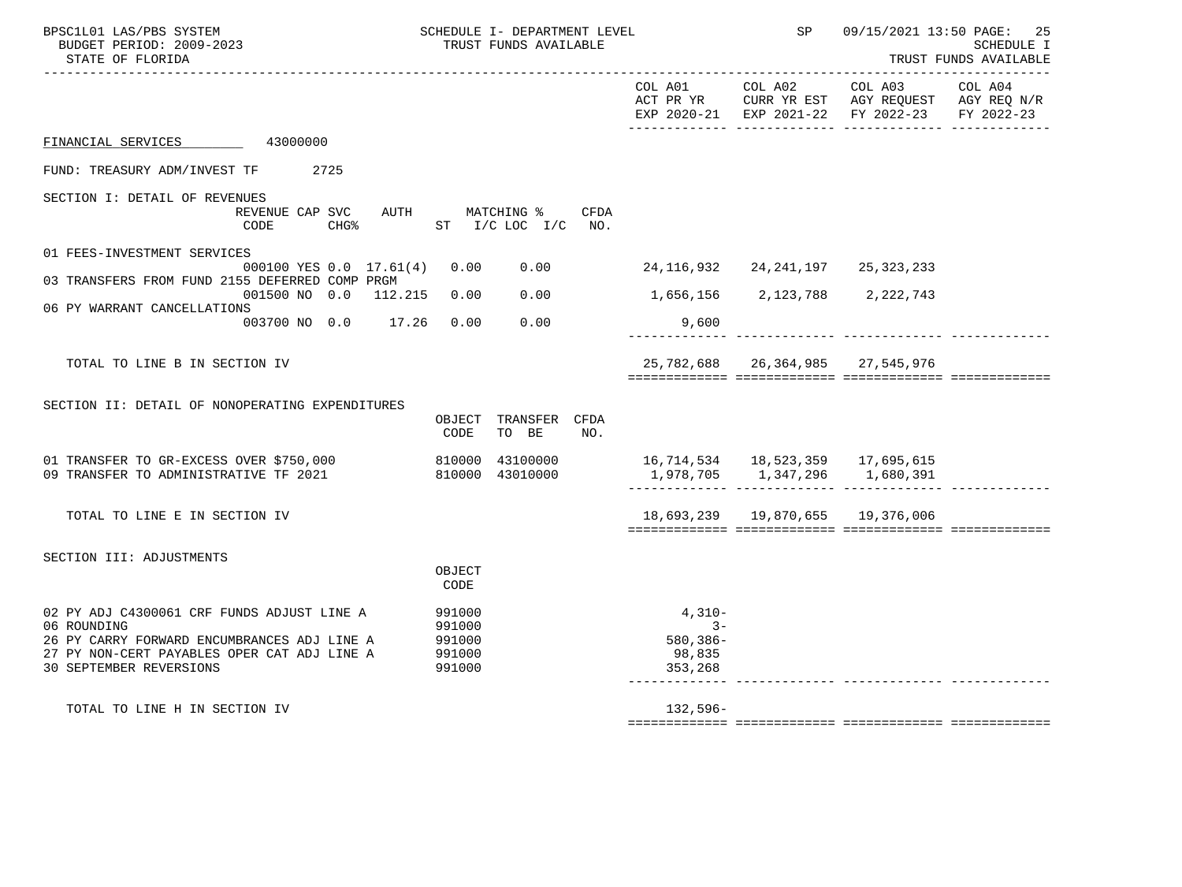## FINANCIAL SERVICES 43000000

FUND: TREASURY ADM/INVEST TF 2725

### SECTION I: DETAIL OF REVENUES

| | REVENUE CODE | CAP SVC CHG% | AUTH | MATCHING % ST | I/C LOC I/C | CFDA NO. | COL A01 ACT PR YR EXP 2020-21 | COL A02 CURR YR EST EXP 2021-22 | COL A03 AGY REQUEST FY 2022-23 | COL A04 AGY REQ N/R FY 2022-23 |
|---|---|---|---|---|---|---|---|---|---|---|
| 01 FEES-INVESTMENT SERVICES | 000100 | YES 0.0 | 17.61(4) | 0.00 | 0.00 | | 24,116,932 | 24,241,197 | 25,323,233 | |
| 03 TRANSFERS FROM FUND 2155 DEFERRED COMP PRGM | 001500 | NO 0.0 | 112.215 | 0.00 | 0.00 | | 1,656,156 | 2,123,788 | 2,222,743 | |
| 06 PY WARRANT CANCELLATIONS | 003700 | NO 0.0 | 17.26 | 0.00 | 0.00 | | 9,600 | | | |
| TOTAL TO LINE B IN SECTION IV | | | | | | | 25,782,688 | 26,364,985 | 27,545,976 | |

### SECTION II: DETAIL OF NONOPERATING EXPENDITURES

| | OBJECT CODE | TRANSFER TO BE | CFDA NO. | COL A01 | COL A02 | COL A03 | COL A04 |
|---|---|---|---|---|---|---|---|
| 01 TRANSFER TO GR-EXCESS OVER $750,000 | 810000 | 43100000 | | 16,714,534 | 18,523,359 | 17,695,615 | |
| 09 TRANSFER TO ADMINISTRATIVE TF 2021 | 810000 | 43010000 | | 1,978,705 | 1,347,296 | 1,680,391 | |
| TOTAL TO LINE E IN SECTION IV | | | | 18,693,239 | 19,870,655 | 19,376,006 | |

### SECTION III: ADJUSTMENTS

| | OBJECT CODE | COL A01 | COL A02 | COL A03 | COL A04 |
|---|---|---|---|---|---|
| 02 PY ADJ C4300061 CRF FUNDS ADJUST LINE A | 991000 | 4,310- | | | |
| 06 ROUNDING | 991000 | 3- | | | |
| 26 PY CARRY FORWARD ENCUMBRANCES ADJ LINE A | 991000 | 580,386- | | | |
| 27 PY NON-CERT PAYABLES OPER CAT ADJ LINE A | 991000 | 98,835 | | | |
| 30 SEPTEMBER REVERSIONS | 991000 | 353,268 | | | |
| TOTAL TO LINE H IN SECTION IV | | 132,596- | | | |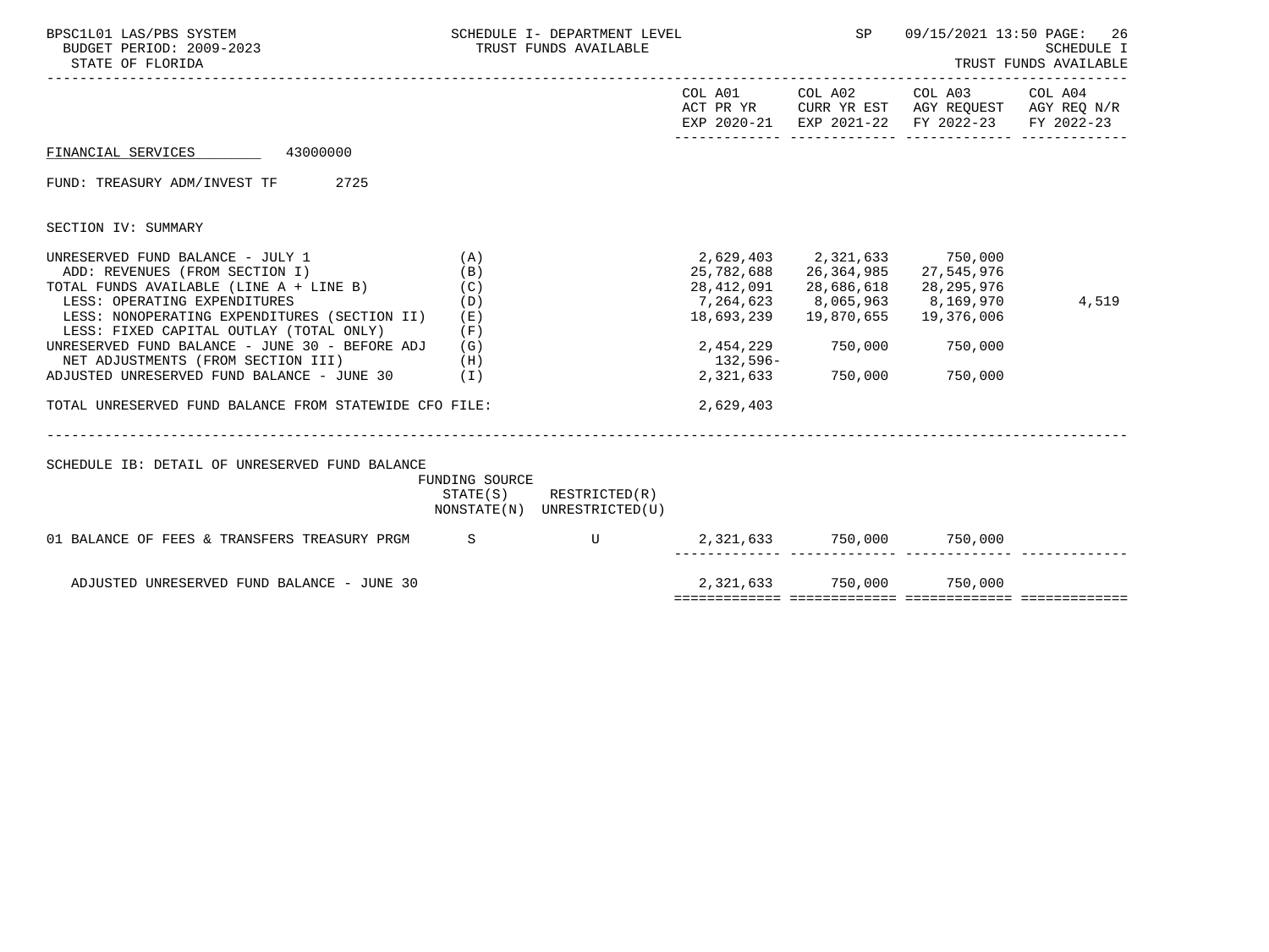BPSC1L01 LAS/PBS SYSTEM — SCHEDULE I- DEPARTMENT LEVEL — TRUST FUNDS AVAILABLE — SP 09/15/2021 13:50
BUDGET PERIOD: 2009-2023 — SCHEDULE I
STATE OF FLORIDA — TRUST FUNDS AVAILABLE

FINANCIAL SERVICES 43000000

FUND: TREASURY ADM/INVEST TF 2725

SECTION IV: SUMMARY

| | | COL A01 ACT PR YR EXP 2020-21 | COL A02 CURR YR EST EXP 2021-22 | COL A03 AGY REQUEST FY 2022-23 | COL A04 AGY REQ N/R FY 2022-23 |
|---|---|---|---|---|---|
| UNRESERVED FUND BALANCE - JULY 1 | (A) | 2,629,403 | 2,321,633 | 750,000 | |
| ADD: REVENUES (FROM SECTION I) | (B) | 25,782,688 | 26,364,985 | 27,545,976 | |
| TOTAL FUNDS AVAILABLE (LINE A + LINE B) | (C) | 28,412,091 | 28,686,618 | 28,295,976 | |
| LESS: OPERATING EXPENDITURES | (D) | 7,264,623 | 8,065,963 | 8,169,970 | 4,519 |
| LESS: NONOPERATING EXPENDITURES (SECTION II) | (E) | 18,693,239 | 19,870,655 | 19,376,006 | |
| LESS: FIXED CAPITAL OUTLAY (TOTAL ONLY) | (F) | | | | |
| UNRESERVED FUND BALANCE - JUNE 30 - BEFORE ADJ | (G) | 2,454,229 | 750,000 | 750,000 | |
| NET ADJUSTMENTS (FROM SECTION III) | (H) | 132,596- | | | |
| ADJUSTED UNRESERVED FUND BALANCE - JUNE 30 | (I) | 2,321,633 | 750,000 | 750,000 | |
| TOTAL UNRESERVED FUND BALANCE FROM STATEWIDE CFO FILE: | | 2,629,403 | | | |

SCHEDULE IB: DETAIL OF UNRESERVED FUND BALANCE

| | FUNDING SOURCE STATE(S) NONSTATE(N) | RESTRICTED(R) UNRESTRICTED(U) | COL A01 | COL A02 | COL A03 | COL A04 |
|---|---|---|---|---|---|---|
| 01 BALANCE OF FEES & TRANSFERS TREASURY PRGM | S | U | 2,321,633 | 750,000 | 750,000 | |
| ADJUSTED UNRESERVED FUND BALANCE - JUNE 30 | | | 2,321,633 | 750,000 | 750,000 | |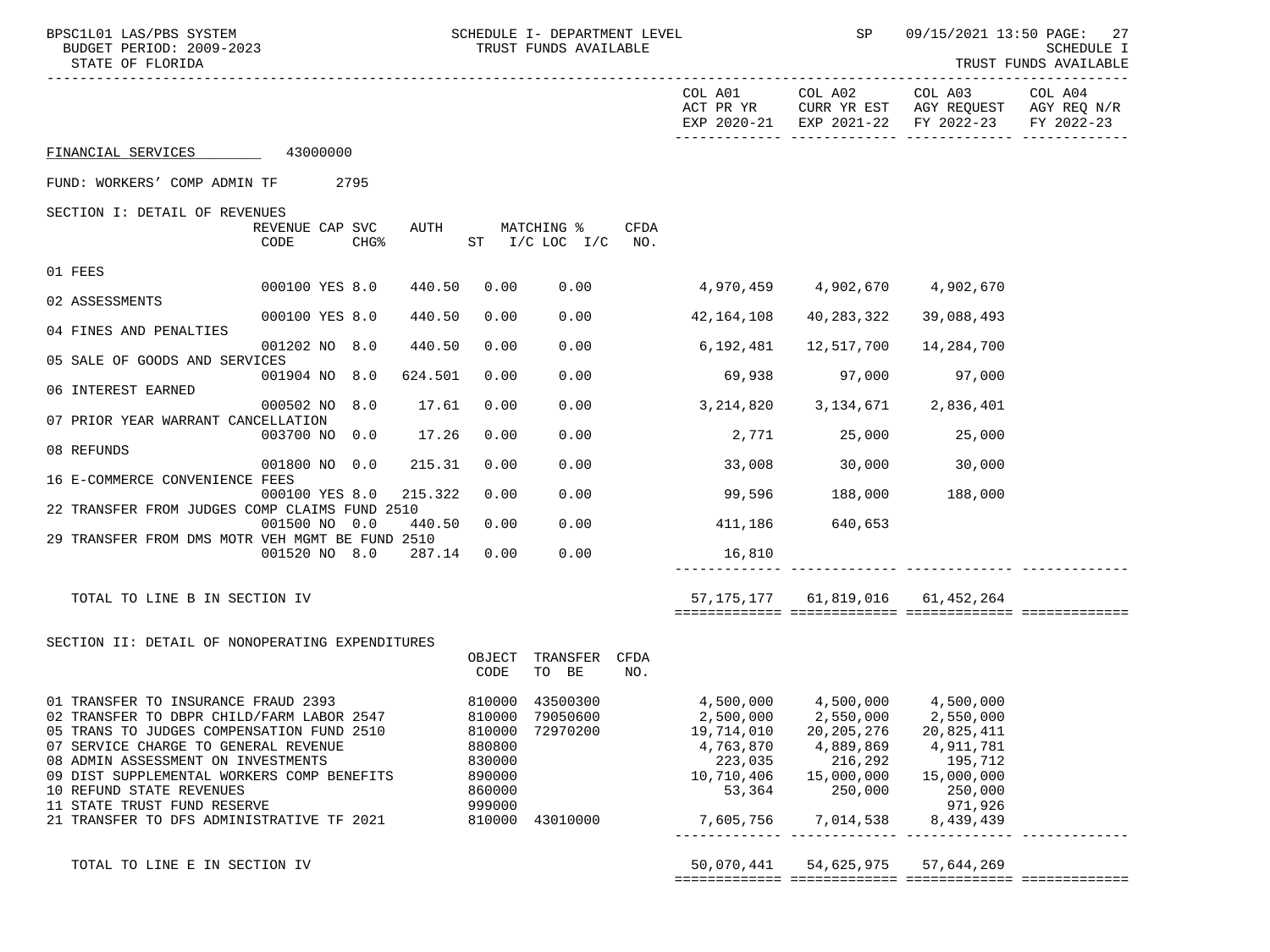SCHEDULE I- DEPARTMENT LEVEL
TRUST FUNDS AVAILABLE

BPSC1L01 LAS/PBS SYSTEM
BUDGET PERIOD: 2009-2023
STATE OF FLORIDA

SP 09/15/2021 13:50

SCHEDULE I
TRUST FUNDS AVAILABLE

FINANCIAL SERVICES 43000000

FUND: WORKERS' COMP ADMIN TF 2795

SECTION I: DETAIL OF REVENUES

| | REVENUE CODE | CAP | SVC CHG% | AUTH | MATCHING % ST | I/C LOC | I/C | CFDA NO. | COL A01 ACT PR YR EXP 2020-21 | COL A02 CURR YR EST EXP 2021-22 | COL A03 AGY REQUEST FY 2022-23 | COL A04 AGY REQ N/R FY 2022-23 |
|---|---|---|---|---|---|---|---|---|---|---|---|---|
| 01 FEES | 000100 | YES | 8.0 | 440.50 | 0.00 | 0.00 | | | 4,970,459 | 4,902,670 | 4,902,670 | |
| 02 ASSESSMENTS | 000100 | YES | 8.0 | 440.50 | 0.00 | 0.00 | | | 42,164,108 | 40,283,322 | 39,088,493 | |
| 04 FINES AND PENALTIES | 001202 | NO | 8.0 | 440.50 | 0.00 | 0.00 | | | 6,192,481 | 12,517,700 | 14,284,700 | |
| 05 SALE OF GOODS AND SERVICES | 001904 | NO | 8.0 | 624.501 | 0.00 | 0.00 | | | 69,938 | 97,000 | 97,000 | |
| 06 INTEREST EARNED | 000502 | NO | 8.0 | 17.61 | 0.00 | 0.00 | | | 3,214,820 | 3,134,671 | 2,836,401 | |
| 07 PRIOR YEAR WARRANT CANCELLATION | 003700 | NO | 0.0 | 17.26 | 0.00 | 0.00 | | | 2,771 | 25,000 | 25,000 | |
| 08 REFUNDS | 001800 | NO | 0.0 | 215.31 | 0.00 | 0.00 | | | 33,008 | 30,000 | 30,000 | |
| 16 E-COMMERCE CONVENIENCE FEES | 000100 | YES | 8.0 | 215.322 | 0.00 | 0.00 | | | 99,596 | 188,000 | 188,000 | |
| 22 TRANSFER FROM JUDGES COMP CLAIMS FUND 2510 | 001500 | NO | 0.0 | 440.50 | 0.00 | 0.00 | | | 411,186 | 640,653 | | |
| 29 TRANSFER FROM DMS MOTR VEH MGMT BE FUND 2510 | 001520 | NO | 8.0 | 287.14 | 0.00 | 0.00 | | | 16,810 | | | |
| TOTAL TO LINE B IN SECTION IV | | | | | | | | | 57,175,177 | 61,819,016 | 61,452,264 | |

SECTION II: DETAIL OF NONOPERATING EXPENDITURES

| | OBJECT CODE | TRANSFER TO BE | CFDA NO. | COL A01 ACT PR YR EXP 2020-21 | COL A02 CURR YR EST EXP 2021-22 | COL A03 AGY REQUEST FY 2022-23 | COL A04 AGY REQ N/R FY 2022-23 |
|---|---|---|---|---|---|---|---|
| 01 TRANSFER TO INSURANCE FRAUD 2393 | 810000 | 43500300 | | 4,500,000 | 4,500,000 | 4,500,000 | |
| 02 TRANSFER TO DBPR CHILD/FARM LABOR 2547 | 810000 | 79050600 | | 2,500,000 | 2,550,000 | 2,550,000 | |
| 05 TRANS TO JUDGES COMPENSATION FUND 2510 | 810000 | 72970200 | | 19,714,010 | 20,205,276 | 20,825,411 | |
| 07 SERVICE CHARGE TO GENERAL REVENUE | 880800 | | | 4,763,870 | 4,889,869 | 4,911,781 | |
| 08 ADMIN ASSESSMENT ON INVESTMENTS | 830000 | | | 223,035 | 216,292 | 195,712 | |
| 09 DIST SUPPLEMENTAL WORKERS COMP BENEFITS | 890000 | | | 10,710,406 | 15,000,000 | 15,000,000 | |
| 10 REFUND STATE REVENUES | 860000 | | | 53,364 | 250,000 | 250,000 | |
| 11 STATE TRUST FUND RESERVE | 999000 | | | | | 971,926 | |
| 21 TRANSFER TO DFS ADMINISTRATIVE TF 2021 | 810000 | 43010000 | | 7,605,756 | 7,014,538 | 8,439,439 | |
| TOTAL TO LINE E IN SECTION IV | | | | 50,070,441 | 54,625,975 | 57,644,269 | |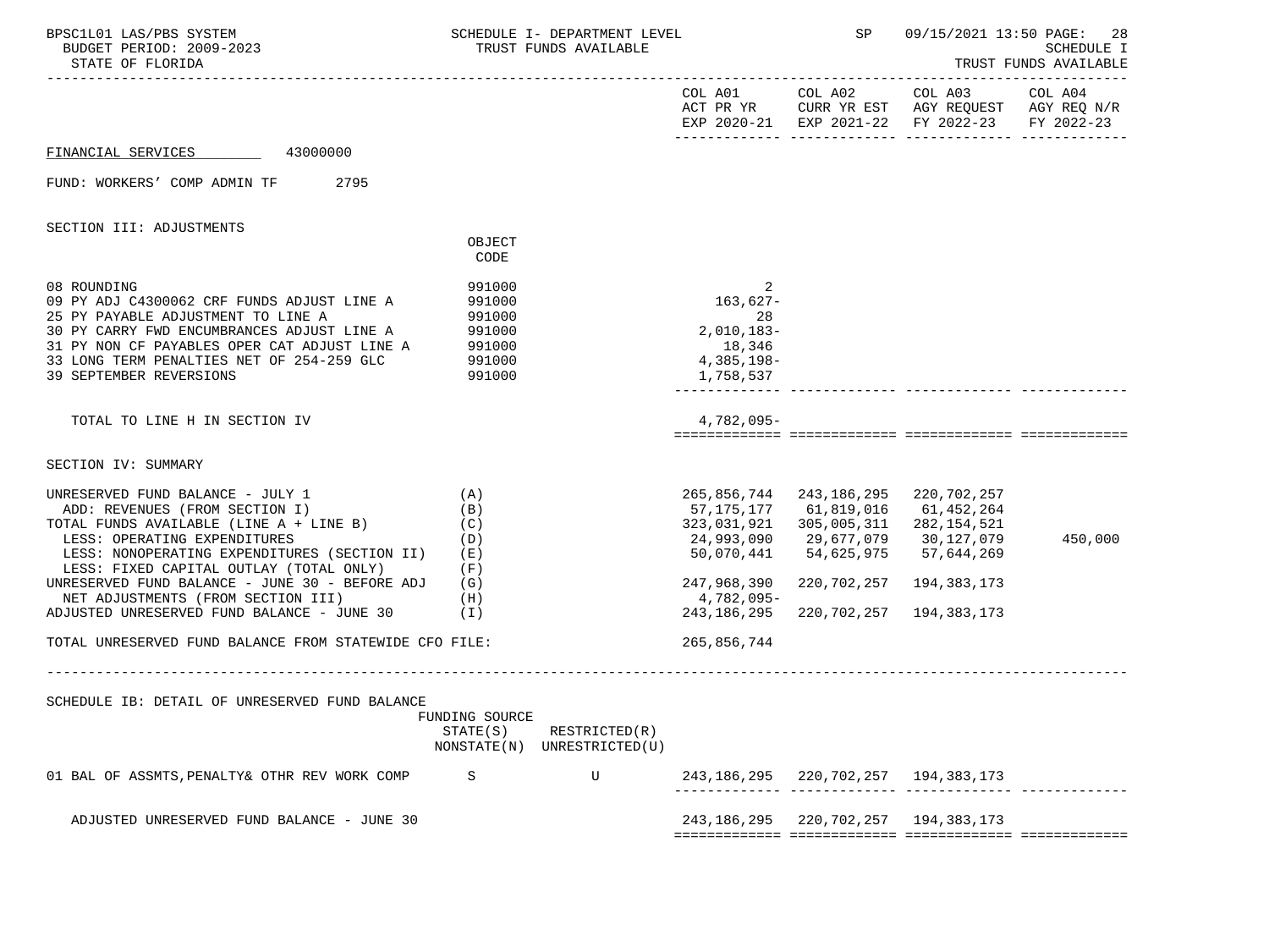FINANCIAL SERVICES 43000000

FUND: WORKERS' COMP ADMIN TF 2795

SECTION III: ADJUSTMENTS

| | OBJECT CODE | COL A01 ACT PR YR EXP 2020-21 | COL A02 CURR YR EST EXP 2021-22 | COL A03 AGY REQUEST FY 2022-23 | COL A04 AGY REQ N/R FY 2022-23 |
|---|---|---|---|---|---|
| 08 ROUNDING | 991000 | 2 | | | |
| 09 PY ADJ C4300062 CRF FUNDS ADJUST LINE A | 991000 | 163,627- | | | |
| 25 PY PAYABLE ADJUSTMENT TO LINE A | 991000 | 28 | | | |
| 30 PY CARRY FWD ENCUMBRANCES ADJUST LINE A | 991000 | 2,010,183- | | | |
| 31 PY NON CF PAYABLES OPER CAT ADJUST LINE A | 991000 | 18,346 | | | |
| 33 LONG TERM PENALTIES NET OF 254-259 GLC | 991000 | 4,385,198- | | | |
| 39 SEPTEMBER REVERSIONS | 991000 | 1,758,537 | | | |
| TOTAL TO LINE H IN SECTION IV | | 4,782,095- | | | |

SECTION IV: SUMMARY

| | | COL A01 | COL A02 | COL A03 | COL A04 |
|---|---|---|---|---|---|
| UNRESERVED FUND BALANCE - JULY 1 | (A) | 265,856,744 | 243,186,295 | 220,702,257 | |
| ADD: REVENUES (FROM SECTION I) | (B) | 57,175,177 | 61,819,016 | 61,452,264 | |
| TOTAL FUNDS AVAILABLE (LINE A + LINE B) | (C) | 323,031,921 | 305,005,311 | 282,154,521 | |
| LESS: OPERATING EXPENDITURES | (D) | 24,993,090 | 29,677,079 | 30,127,079 | 450,000 |
| LESS: NONOPERATING EXPENDITURES (SECTION II) | (E) | 50,070,441 | 54,625,975 | 57,644,269 | |
| LESS: FIXED CAPITAL OUTLAY (TOTAL ONLY) | (F) | | | | |
| UNRESERVED FUND BALANCE - JUNE 30 - BEFORE ADJ | (G) | 247,968,390 | 220,702,257 | 194,383,173 | |
| NET ADJUSTMENTS (FROM SECTION III) | (H) | 4,782,095- | | | |
| ADJUSTED UNRESERVED FUND BALANCE - JUNE 30 | (I) | 243,186,295 | 220,702,257 | 194,383,173 | |
| TOTAL UNRESERVED FUND BALANCE FROM STATEWIDE CFO FILE: | | 265,856,744 | | | |

SCHEDULE IB: DETAIL OF UNRESERVED FUND BALANCE

| | FUNDING SOURCE STATE(S) NONSTATE(N) | RESTRICTED(R) UNRESTRICTED(U) | COL A01 | COL A02 | COL A03 | COL A04 |
|---|---|---|---|---|---|---|
| 01 BAL OF ASSMTS,PENALTY& OTHR REV WORK COMP | S | U | 243,186,295 | 220,702,257 | 194,383,173 | |
| ADJUSTED UNRESERVED FUND BALANCE - JUNE 30 | | | 243,186,295 | 220,702,257 | 194,383,173 | |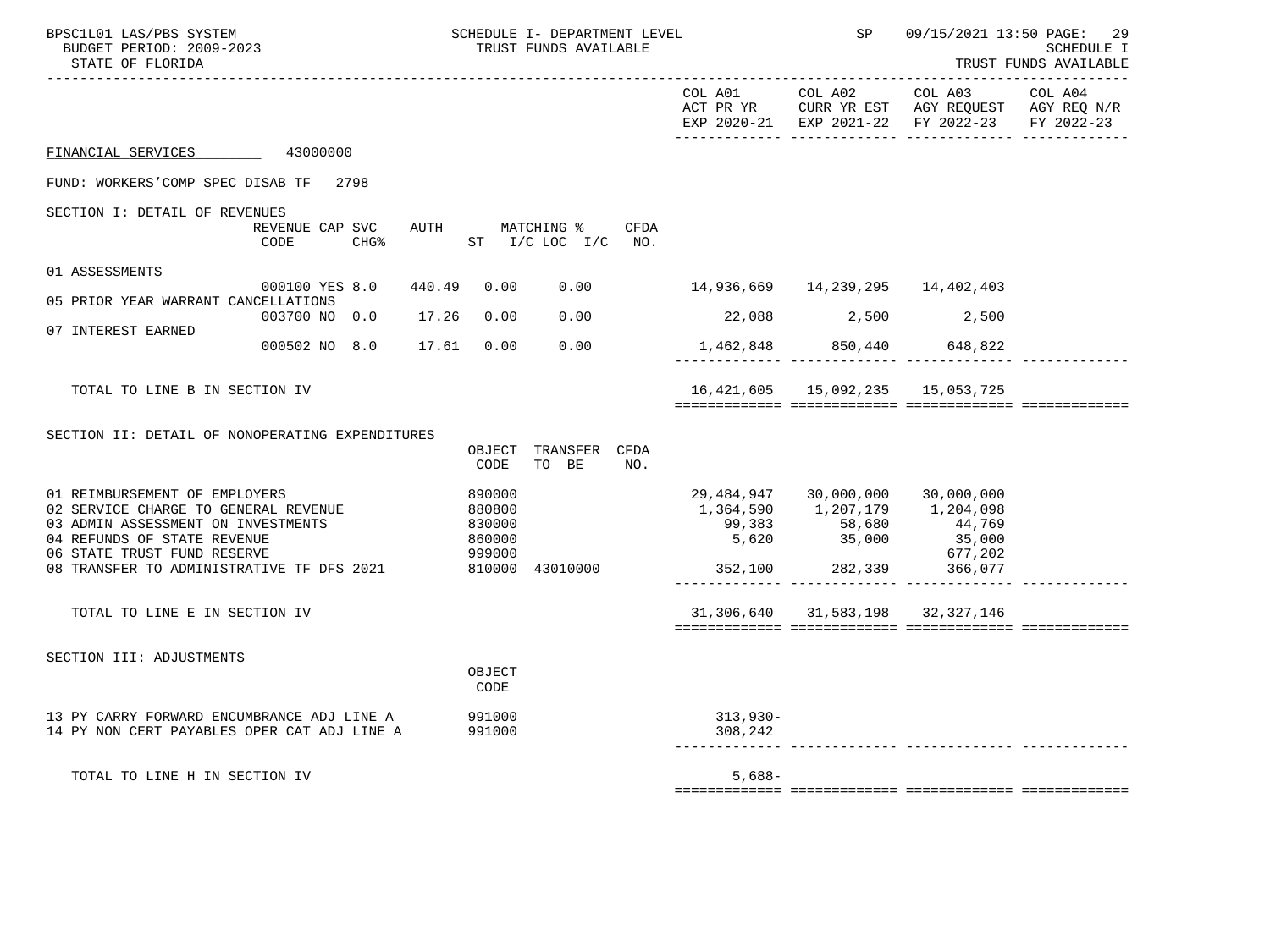BPSC1L01 LAS/PBS SYSTEM — SCHEDULE I- DEPARTMENT LEVEL — TRUST FUNDS AVAILABLE — SP 09/15/2021 13:50

BUDGET PERIOD: 2009-2023 — SCHEDULE I

STATE OF FLORIDA — TRUST FUNDS AVAILABLE

## FINANCIAL SERVICES 43000000

FUND: WORKERS'COMP SPEC DISAB TF 2798

### SECTION I: DETAIL OF REVENUES

| | REVENUE CODE | CAP CHG% | SVC | AUTH ST | MATCHING % I/C LOC | I/C | CFDA NO. | COL A01 ACT PR YR EXP 2020-21 | COL A02 CURR YR EST EXP 2021-22 | COL A03 AGY REQUEST FY 2022-23 | COL A04 AGY REQ N/R FY 2022-23 |
|---|---|---|---|---|---|---|---|---|---|---|---|
| 01 ASSESSMENTS | 000100 | YES | 8.0 | 440.49 | 0.00 | 0.00 | | 14,936,669 | 14,239,295 | 14,402,403 | |
| 05 PRIOR YEAR WARRANT CANCELLATIONS | 003700 | NO | 0.0 | 17.26 | 0.00 | 0.00 | | 22,088 | 2,500 | 2,500 | |
| 07 INTEREST EARNED | 000502 | NO | 8.0 | 17.61 | 0.00 | 0.00 | | 1,462,848 | 850,440 | 648,822 | |
| TOTAL TO LINE B IN SECTION IV | | | | | | | | 16,421,605 | 15,092,235 | 15,053,725 | |

### SECTION II: DETAIL OF NONOPERATING EXPENDITURES

| | OBJECT CODE | TRANSFER TO BE | CFDA NO. | COL A01 | COL A02 | COL A03 | COL A04 |
|---|---|---|---|---|---|---|---|
| 01 REIMBURSEMENT OF EMPLOYERS | 890000 | | | 29,484,947 | 30,000,000 | 30,000,000 | |
| 02 SERVICE CHARGE TO GENERAL REVENUE | 880800 | | | 1,364,590 | 1,207,179 | 1,204,098 | |
| 03 ADMIN ASSESSMENT ON INVESTMENTS | 830000 | | | 99,383 | 58,680 | 44,769 | |
| 04 REFUNDS OF STATE REVENUE | 860000 | | | 5,620 | 35,000 | 35,000 | |
| 06 STATE TRUST FUND RESERVE | 999000 | | | | | 677,202 | |
| 08 TRANSFER TO ADMINISTRATIVE TF DFS 2021 | 810000 | 43010000 | | 352,100 | 282,339 | 366,077 | |
| TOTAL TO LINE E IN SECTION IV | | | | 31,306,640 | 31,583,198 | 32,327,146 | |

### SECTION III: ADJUSTMENTS

| | OBJECT CODE | COL A01 | COL A02 | COL A03 | COL A04 |
|---|---|---|---|---|---|
| 13 PY CARRY FORWARD ENCUMBRANCE ADJ LINE A | 991000 | 313,930- | | | |
| 14 PY NON CERT PAYABLES OPER CAT ADJ LINE A | 991000 | 308,242 | | | |
| TOTAL TO LINE H IN SECTION IV | | 5,688- | | | |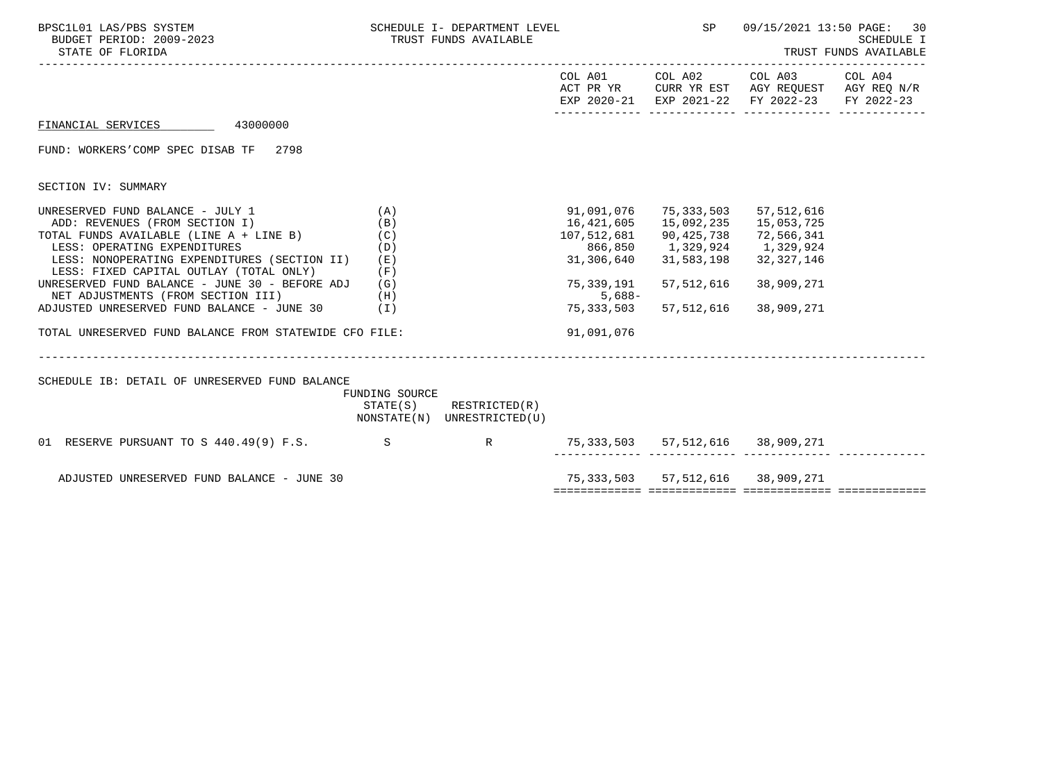FINANCIAL SERVICES 43000000

FUND: WORKERS'COMP SPEC DISAB TF 2798

SECTION IV: SUMMARY

| | | COL A01 ACT PR YR EXP 2020-21 | COL A02 CURR YR EST EXP 2021-22 | COL A03 AGY REQUEST FY 2022-23 | COL A04 AGY REQ N/R FY 2022-23 |
|---|---|---|---|---|---|
| UNRESERVED FUND BALANCE - JULY 1 | (A) | 91,091,076 | 75,333,503 | 57,512,616 | |
| ADD: REVENUES (FROM SECTION I) | (B) | 16,421,605 | 15,092,235 | 15,053,725 | |
| TOTAL FUNDS AVAILABLE (LINE A + LINE B) | (C) | 107,512,681 | 90,425,738 | 72,566,341 | |
| LESS: OPERATING EXPENDITURES | (D) | 866,850 | 1,329,924 | 1,329,924 | |
| LESS: NONOPERATING EXPENDITURES (SECTION II) | (E) | 31,306,640 | 31,583,198 | 32,327,146 | |
| LESS: FIXED CAPITAL OUTLAY (TOTAL ONLY) | (F) | | | | |
| UNRESERVED FUND BALANCE - JUNE 30 - BEFORE ADJ | (G) | 75,339,191 | 57,512,616 | 38,909,271 | |
| NET ADJUSTMENTS (FROM SECTION III) | (H) | 5,688- | | | |
| ADJUSTED UNRESERVED FUND BALANCE - JUNE 30 | (I) | 75,333,503 | 57,512,616 | 38,909,271 | |
| TOTAL UNRESERVED FUND BALANCE FROM STATEWIDE CFO FILE: | | 91,091,076 | | | |

SCHEDULE IB: DETAIL OF UNRESERVED FUND BALANCE

| | FUNDING SOURCE STATE(S) NONSTATE(N) | RESTRICTED(R) UNRESTRICTED(U) | COL A01 | COL A02 | COL A03 | COL A04 |
|---|---|---|---|---|---|---|
| 01 RESERVE PURSUANT TO S 440.49(9) F.S. | S | R | 75,333,503 | 57,512,616 | 38,909,271 | |
| ADJUSTED UNRESERVED FUND BALANCE - JUNE 30 | | | 75,333,503 | 57,512,616 | 38,909,271 | |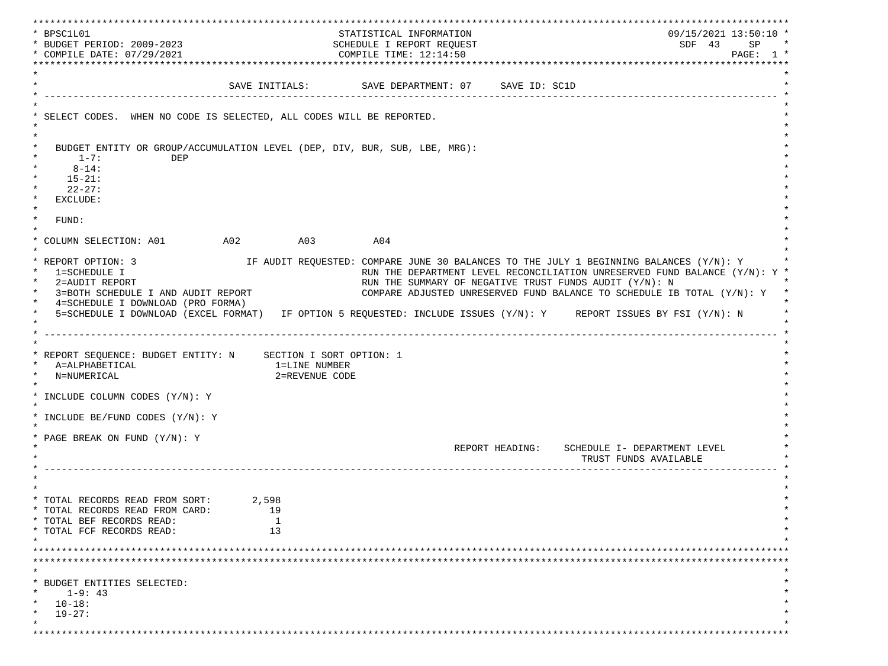```
*****************************************************************************************************************************************
* BPSC1L01                                          STATISTICAL INFORMATION                                          09/15/2021 13:50:10 *
* BUDGET PERIOD: 2009-2023                          SCHEDULE I REPORT REQUEST                                         SDF  43     SP    *
* COMPILE DATE: 07/29/2021                           COMPILE TIME: 12:14:50                                                     PAGE:  1 *
*****************************************************************************************************************************************
*                                                                                                                                       *
*                               SAVE INITIALS:         SAVE DEPARTMENT: 07     SAVE ID: SC1D                                            *
* ------------------------------------------------------------------------------------------------------------------------------------- *
*                                                                                                                                       *
* SELECT CODES.  WHEN NO CODE IS SELECTED, ALL CODES WILL BE REPORTED.                                                                  *
*                                                                                                                                       *
*                                                                                                                                       *
*   BUDGET ENTITY OR GROUP/ACCUMULATION LEVEL (DEP, DIV, BUR, SUB, LBE, MRG):                                                           *
*       1-7:            DEP                                                                                                             *
*      8-14:                                                                                                                            *
*     15-21:                                                                                                                            *
*     22-27:                                                                                                                            *
*   EXCLUDE:                                                                                                                            *
*                                                                                                                                       *
*   FUND:                                                                                                                               *
*                                                                                                                                       *
* COLUMN SELECTION: A01          A02          A03          A04                                                                          *
*                                                                                                                                       *
* REPORT OPTION: 3                    IF AUDIT REQUESTED: COMPARE JUNE 30 BALANCES TO THE JULY 1 BEGINNING BALANCES (Y/N): Y            *
*   1=SCHEDULE I                                          RUN THE DEPARTMENT LEVEL RECONCILIATION UNRESERVED FUND BALANCE (Y/N): Y *
*   2=AUDIT REPORT                                        RUN THE SUMMARY OF NEGATIVE TRUST FUNDS AUDIT (Y/N): N                    *
*   3=BOTH SCHEDULE I AND AUDIT REPORT                    COMPARE ADJUSTED UNRESERVED FUND BALANCE TO SCHEDULE IB TOTAL (Y/N): Y    *
*   4=SCHEDULE I DOWNLOAD (PRO FORMA)                                                                                                   *
*   5=SCHEDULE I DOWNLOAD (EXCEL FORMAT)   IF OPTION 5 REQUESTED: INCLUDE ISSUES (Y/N): Y     REPORT ISSUES BY FSI (Y/N): N             *
*                                                                                                                                       *
* ------------------------------------------------------------------------------------------------------------------------------------- *
*                                                                                                                                       *
* REPORT SEQUENCE: BUDGET ENTITY: N     SECTION I SORT OPTION: 1                                                                        *
*   A=ALPHABETICAL                        1=LINE NUMBER                                                                                 *
*   N=NUMERICAL                           2=REVENUE CODE                                                                                *
*                                                                                                                                       *
* INCLUDE COLUMN CODES (Y/N): Y                                                                                                         *
*                                                                                                                                       *
* INCLUDE BE/FUND CODES (Y/N): Y                                                                                                        *
*                                                                                                                                       *
* PAGE BREAK ON FUND (Y/N): Y                                                                                                           *
*                                                                             REPORT HEADING:    SCHEDULE I- DEPARTMENT LEVEL           *
*                                                                                                  TRUST FUNDS AVAILABLE                *
* ------------------------------------------------------------------------------------------------------------------------------------- *
*                                                                                                                                       *
*                                                                                                                                       *
* TOTAL RECORDS READ FROM SORT:       2,598                                                                                             *
* TOTAL RECORDS READ FROM CARD:          19                                                                                             *
* TOTAL BEF RECORDS READ:                 1                                                                                             *
* TOTAL FCF RECORDS READ:                13                                                                                             *
*                                                                                                                                       *
*****************************************************************************************************************************************
*****************************************************************************************************************************************
*                                                                                                                                       *
* BUDGET ENTITIES SELECTED:                                                                                                             *
*     1-9: 43                                                                                                                           *
*   10-18:                                                                                                                              *
*   19-27:                                                                                                                              *
*                                                                                                                                       *
*****************************************************************************************************************************************
```